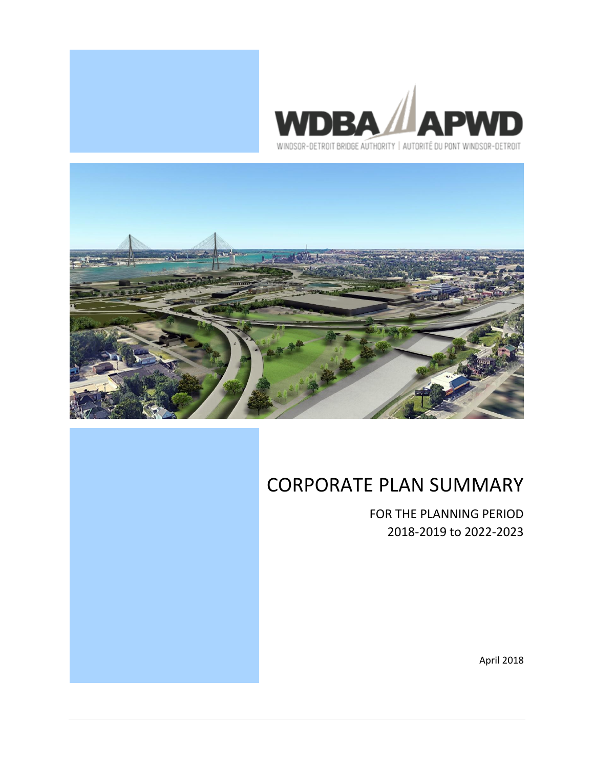WDBA APWD

WINDSOR-DETROIT BRIDGE AUTHORITY | AUTORITÉ DU PONT WINDSOR-DETROIT

# CORPORATE PLAN SUMMARY

FOR THE PLANNING PERIOD
2018-2019 to 2022-2023

April 2018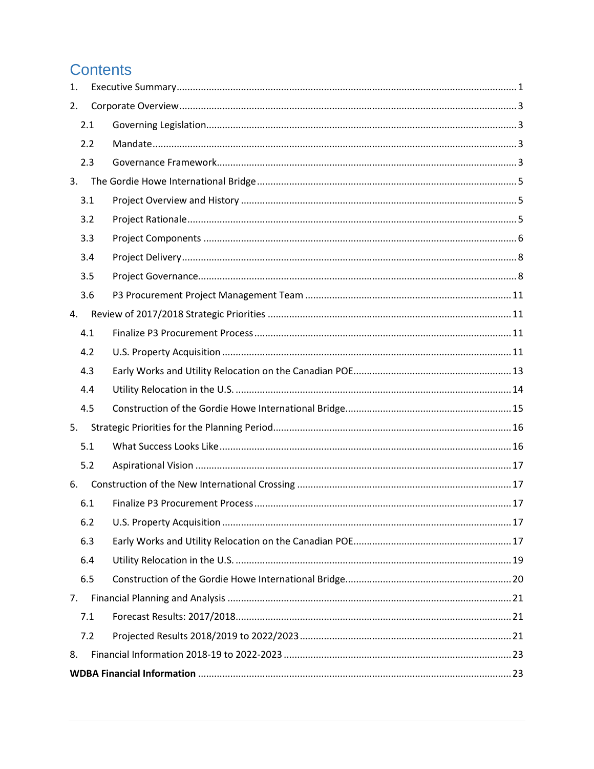# Contents

1. Executive Summary .... 1
2. Corporate Overview .... 3
   - 2.1 Governing Legislation .... 3
   - 2.2 Mandate .... 3
   - 2.3 Governance Framework .... 3
3. The Gordie Howe International Bridge .... 5
   - 3.1 Project Overview and History .... 5
   - 3.2 Project Rationale .... 5
   - 3.3 Project Components .... 6
   - 3.4 Project Delivery .... 8
   - 3.5 Project Governance .... 8
   - 3.6 P3 Procurement Project Management Team .... 11
4. Review of 2017/2018 Strategic Priorities .... 11
   - 4.1 Finalize P3 Procurement Process .... 11
   - 4.2 U.S. Property Acquisition .... 11
   - 4.3 Early Works and Utility Relocation on the Canadian POE .... 13
   - 4.4 Utility Relocation in the U.S. .... 14
   - 4.5 Construction of the Gordie Howe International Bridge .... 15
5. Strategic Priorities for the Planning Period .... 16
   - 5.1 What Success Looks Like .... 16
   - 5.2 Aspirational Vision .... 17
6. Construction of the New International Crossing .... 17
   - 6.1 Finalize P3 Procurement Process .... 17
   - 6.2 U.S. Property Acquisition .... 17
   - 6.3 Early Works and Utility Relocation on the Canadian POE .... 17
   - 6.4 Utility Relocation in the U.S. .... 19
   - 6.5 Construction of the Gordie Howe International Bridge .... 20
7. Financial Planning and Analysis .... 21
   - 7.1 Forecast Results: 2017/2018 .... 21
   - 7.2 Projected Results 2018/2019 to 2022/2023 .... 21
8. Financial Information 2018-19 to 2022-2023 .... 23

**WDBA Financial Information** .... 23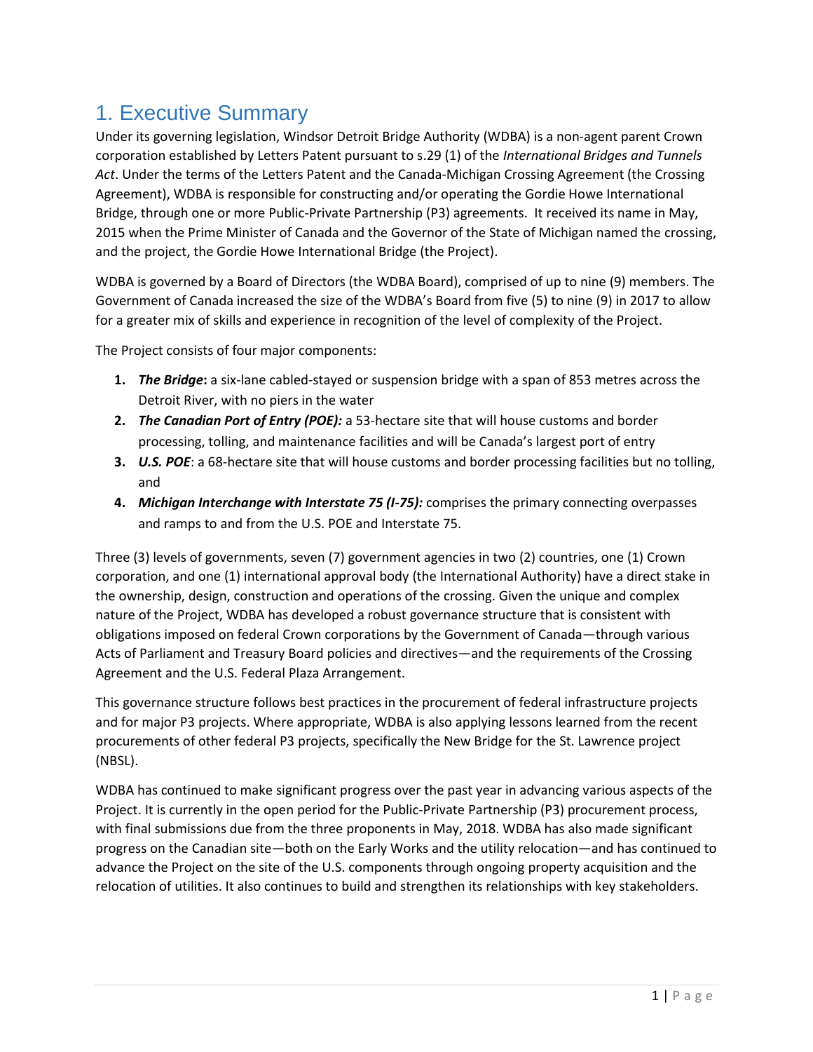# 1. Executive Summary

Under its governing legislation, Windsor Detroit Bridge Authority (WDBA) is a non-agent parent Crown corporation established by Letters Patent pursuant to s.29 (1) of the *International Bridges and Tunnels Act*. Under the terms of the Letters Patent and the Canada-Michigan Crossing Agreement (the Crossing Agreement), WDBA is responsible for constructing and/or operating the Gordie Howe International Bridge, through one or more Public-Private Partnership (P3) agreements. It received its name in May, 2015 when the Prime Minister of Canada and the Governor of the State of Michigan named the crossing, and the project, the Gordie Howe International Bridge (the Project).

WDBA is governed by a Board of Directors (the WDBA Board), comprised of up to nine (9) members. The Government of Canada increased the size of the WDBA's Board from five (5) to nine (9) in 2017 to allow for a greater mix of skills and experience in recognition of the level of complexity of the Project.

The Project consists of four major components:

1. ***The Bridge*****:** a six-lane cabled-stayed or suspension bridge with a span of 853 metres across the Detroit River, with no piers in the water
2. ***The Canadian Port of Entry (POE):*** a 53-hectare site that will house customs and border processing, tolling, and maintenance facilities and will be Canada's largest port of entry
3. ***U.S. POE***: a 68-hectare site that will house customs and border processing facilities but no tolling, and
4. ***Michigan Interchange with Interstate 75 (I-75):*** comprises the primary connecting overpasses and ramps to and from the U.S. POE and Interstate 75.

Three (3) levels of governments, seven (7) government agencies in two (2) countries, one (1) Crown corporation, and one (1) international approval body (the International Authority) have a direct stake in the ownership, design, construction and operations of the crossing. Given the unique and complex nature of the Project, WDBA has developed a robust governance structure that is consistent with obligations imposed on federal Crown corporations by the Government of Canada—through various Acts of Parliament and Treasury Board policies and directives—and the requirements of the Crossing Agreement and the U.S. Federal Plaza Arrangement.

This governance structure follows best practices in the procurement of federal infrastructure projects and for major P3 projects. Where appropriate, WDBA is also applying lessons learned from the recent procurements of other federal P3 projects, specifically the New Bridge for the St. Lawrence project (NBSL).

WDBA has continued to make significant progress over the past year in advancing various aspects of the Project. It is currently in the open period for the Public-Private Partnership (P3) procurement process, with final submissions due from the three proponents in May, 2018. WDBA has also made significant progress on the Canadian site—both on the Early Works and the utility relocation—and has continued to advance the Project on the site of the U.S. components through ongoing property acquisition and the relocation of utilities. It also continues to build and strengthen its relationships with key stakeholders.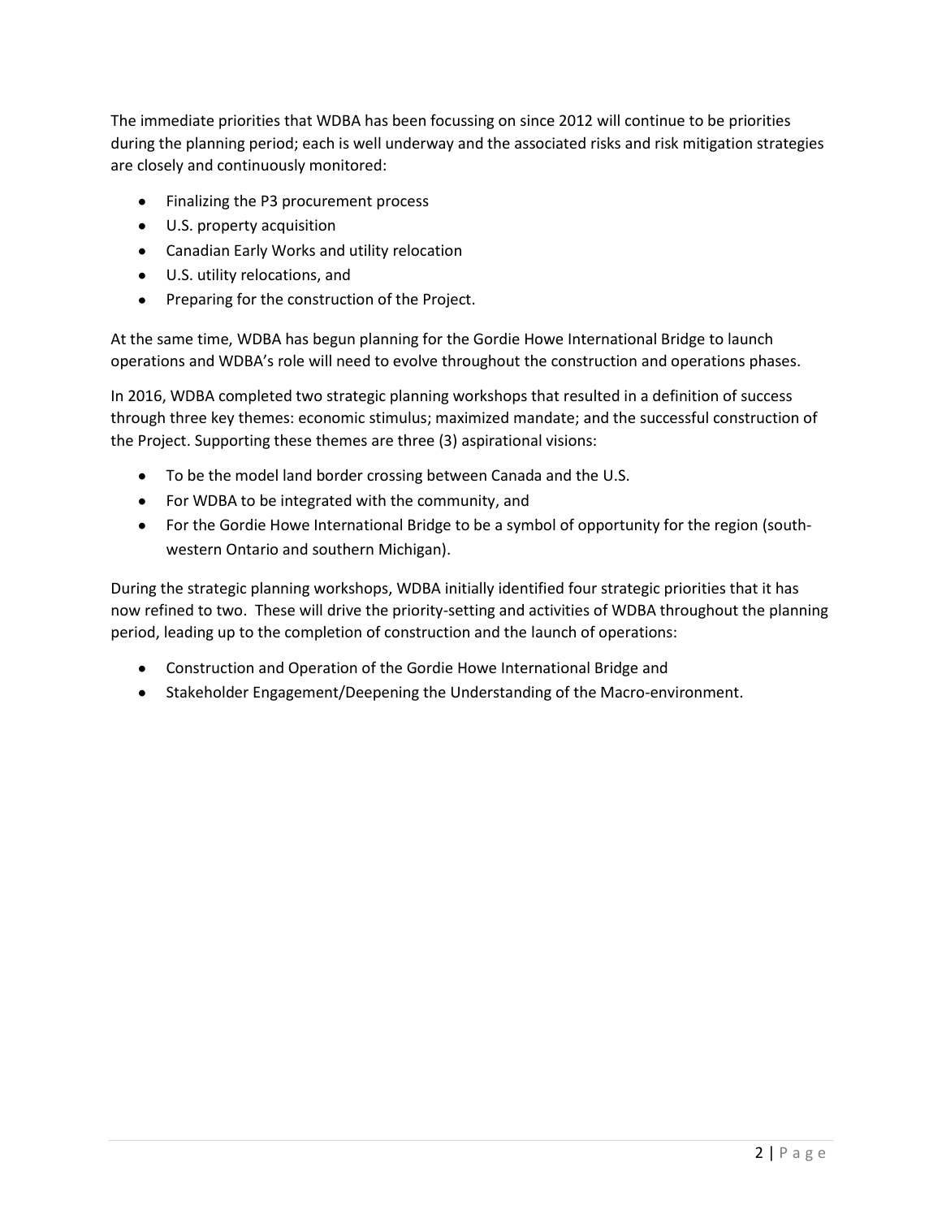The immediate priorities that WDBA has been focussing on since 2012 will continue to be priorities during the planning period; each is well underway and the associated risks and risk mitigation strategies are closely and continuously monitored:

- Finalizing the P3 procurement process
- U.S. property acquisition
- Canadian Early Works and utility relocation
- U.S. utility relocations, and
- Preparing for the construction of the Project.

At the same time, WDBA has begun planning for the Gordie Howe International Bridge to launch operations and WDBA's role will need to evolve throughout the construction and operations phases.

In 2016, WDBA completed two strategic planning workshops that resulted in a definition of success through three key themes: economic stimulus; maximized mandate; and the successful construction of the Project. Supporting these themes are three (3) aspirational visions:

- To be the model land border crossing between Canada and the U.S.
- For WDBA to be integrated with the community, and
- For the Gordie Howe International Bridge to be a symbol of opportunity for the region (south-western Ontario and southern Michigan).

During the strategic planning workshops, WDBA initially identified four strategic priorities that it has now refined to two. These will drive the priority-setting and activities of WDBA throughout the planning period, leading up to the completion of construction and the launch of operations:

- Construction and Operation of the Gordie Howe International Bridge and
- Stakeholder Engagement/Deepening the Understanding of the Macro-environment.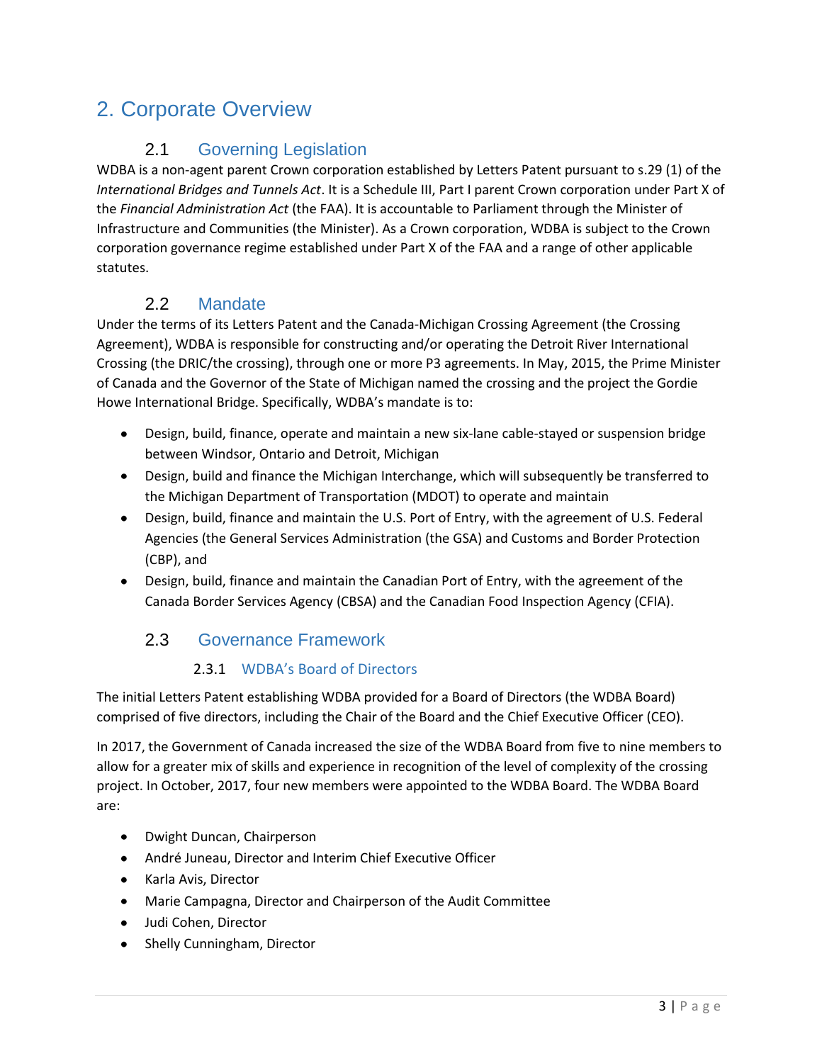# 2. Corporate Overview

## 2.1 Governing Legislation

WDBA is a non-agent parent Crown corporation established by Letters Patent pursuant to s.29 (1) of the *International Bridges and Tunnels Act*. It is a Schedule III, Part I parent Crown corporation under Part X of the *Financial Administration Act* (the FAA). It is accountable to Parliament through the Minister of Infrastructure and Communities (the Minister). As a Crown corporation, WDBA is subject to the Crown corporation governance regime established under Part X of the FAA and a range of other applicable statutes.

## 2.2 Mandate

Under the terms of its Letters Patent and the Canada-Michigan Crossing Agreement (the Crossing Agreement), WDBA is responsible for constructing and/or operating the Detroit River International Crossing (the DRIC/the crossing), through one or more P3 agreements. In May, 2015, the Prime Minister of Canada and the Governor of the State of Michigan named the crossing and the project the Gordie Howe International Bridge. Specifically, WDBA's mandate is to:

- Design, build, finance, operate and maintain a new six-lane cable-stayed or suspension bridge between Windsor, Ontario and Detroit, Michigan
- Design, build and finance the Michigan Interchange, which will subsequently be transferred to the Michigan Department of Transportation (MDOT) to operate and maintain
- Design, build, finance and maintain the U.S. Port of Entry, with the agreement of U.S. Federal Agencies (the General Services Administration (the GSA) and Customs and Border Protection (CBP), and
- Design, build, finance and maintain the Canadian Port of Entry, with the agreement of the Canada Border Services Agency (CBSA) and the Canadian Food Inspection Agency (CFIA).

## 2.3 Governance Framework

### 2.3.1 WDBA's Board of Directors

The initial Letters Patent establishing WDBA provided for a Board of Directors (the WDBA Board) comprised of five directors, including the Chair of the Board and the Chief Executive Officer (CEO).

In 2017, the Government of Canada increased the size of the WDBA Board from five to nine members to allow for a greater mix of skills and experience in recognition of the level of complexity of the crossing project. In October, 2017, four new members were appointed to the WDBA Board. The WDBA Board are:

- Dwight Duncan, Chairperson
- André Juneau, Director and Interim Chief Executive Officer
- Karla Avis, Director
- Marie Campagna, Director and Chairperson of the Audit Committee
- Judi Cohen, Director
- Shelly Cunningham, Director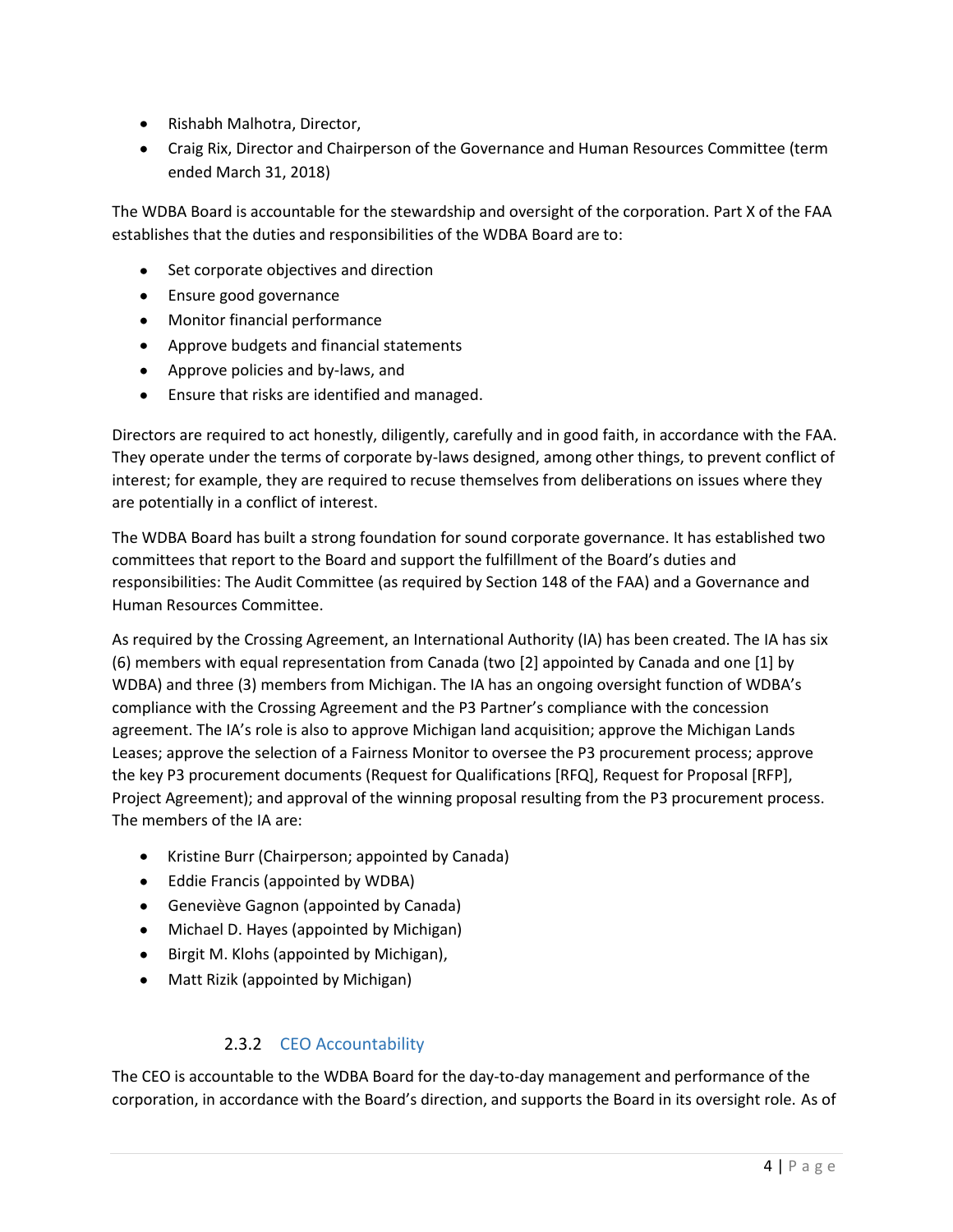- Rishabh Malhotra, Director,
- Craig Rix, Director and Chairperson of the Governance and Human Resources Committee (term ended March 31, 2018)

The WDBA Board is accountable for the stewardship and oversight of the corporation. Part X of the FAA establishes that the duties and responsibilities of the WDBA Board are to:

- Set corporate objectives and direction
- Ensure good governance
- Monitor financial performance
- Approve budgets and financial statements
- Approve policies and by-laws, and
- Ensure that risks are identified and managed.

Directors are required to act honestly, diligently, carefully and in good faith, in accordance with the FAA. They operate under the terms of corporate by-laws designed, among other things, to prevent conflict of interest; for example, they are required to recuse themselves from deliberations on issues where they are potentially in a conflict of interest.

The WDBA Board has built a strong foundation for sound corporate governance. It has established two committees that report to the Board and support the fulfillment of the Board's duties and responsibilities: The Audit Committee (as required by Section 148 of the FAA) and a Governance and Human Resources Committee.

As required by the Crossing Agreement, an International Authority (IA) has been created. The IA has six (6) members with equal representation from Canada (two [2] appointed by Canada and one [1] by WDBA) and three (3) members from Michigan. The IA has an ongoing oversight function of WDBA's compliance with the Crossing Agreement and the P3 Partner's compliance with the concession agreement. The IA's role is also to approve Michigan land acquisition; approve the Michigan Lands Leases; approve the selection of a Fairness Monitor to oversee the P3 procurement process; approve the key P3 procurement documents (Request for Qualifications [RFQ], Request for Proposal [RFP], Project Agreement); and approval of the winning proposal resulting from the P3 procurement process. The members of the IA are:

- Kristine Burr (Chairperson; appointed by Canada)
- Eddie Francis (appointed by WDBA)
- Geneviève Gagnon (appointed by Canada)
- Michael D. Hayes (appointed by Michigan)
- Birgit M. Klohs (appointed by Michigan),
- Matt Rizik (appointed by Michigan)

#### 2.3.2 CEO Accountability

The CEO is accountable to the WDBA Board for the day-to-day management and performance of the corporation, in accordance with the Board's direction, and supports the Board in its oversight role. As of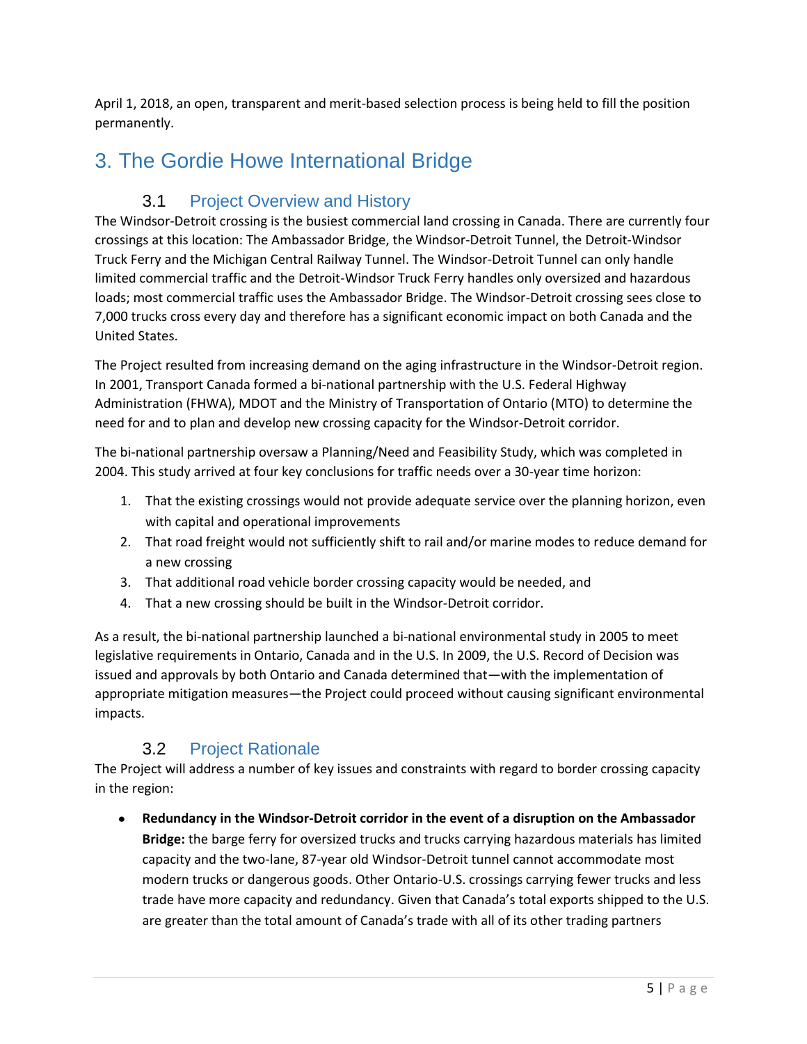April 1, 2018, an open, transparent and merit-based selection process is being held to fill the position permanently.

# 3. The Gordie Howe International Bridge

## 3.1 Project Overview and History

The Windsor-Detroit crossing is the busiest commercial land crossing in Canada. There are currently four crossings at this location: The Ambassador Bridge, the Windsor-Detroit Tunnel, the Detroit-Windsor Truck Ferry and the Michigan Central Railway Tunnel. The Windsor-Detroit Tunnel can only handle limited commercial traffic and the Detroit-Windsor Truck Ferry handles only oversized and hazardous loads; most commercial traffic uses the Ambassador Bridge. The Windsor-Detroit crossing sees close to 7,000 trucks cross every day and therefore has a significant economic impact on both Canada and the United States.

The Project resulted from increasing demand on the aging infrastructure in the Windsor-Detroit region. In 2001, Transport Canada formed a bi-national partnership with the U.S. Federal Highway Administration (FHWA), MDOT and the Ministry of Transportation of Ontario (MTO) to determine the need for and to plan and develop new crossing capacity for the Windsor-Detroit corridor.

The bi-national partnership oversaw a Planning/Need and Feasibility Study, which was completed in 2004. This study arrived at four key conclusions for traffic needs over a 30-year time horizon:

1. That the existing crossings would not provide adequate service over the planning horizon, even with capital and operational improvements
2. That road freight would not sufficiently shift to rail and/or marine modes to reduce demand for a new crossing
3. That additional road vehicle border crossing capacity would be needed, and
4. That a new crossing should be built in the Windsor-Detroit corridor.

As a result, the bi-national partnership launched a bi-national environmental study in 2005 to meet legislative requirements in Ontario, Canada and in the U.S. In 2009, the U.S. Record of Decision was issued and approvals by both Ontario and Canada determined that—with the implementation of appropriate mitigation measures—the Project could proceed without causing significant environmental impacts.

## 3.2 Project Rationale

The Project will address a number of key issues and constraints with regard to border crossing capacity in the region:

- **Redundancy in the Windsor-Detroit corridor in the event of a disruption on the Ambassador Bridge:** the barge ferry for oversized trucks and trucks carrying hazardous materials has limited capacity and the two-lane, 87-year old Windsor-Detroit tunnel cannot accommodate most modern trucks or dangerous goods. Other Ontario-U.S. crossings carrying fewer trucks and less trade have more capacity and redundancy. Given that Canada's total exports shipped to the U.S. are greater than the total amount of Canada's trade with all of its other trading partners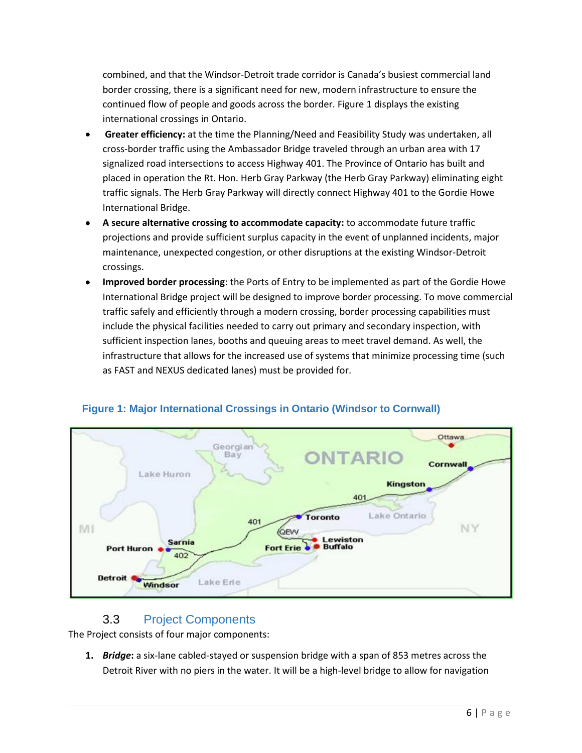combined, and that the Windsor-Detroit trade corridor is Canada's busiest commercial land border crossing, there is a significant need for new, modern infrastructure to ensure the continued flow of people and goods across the border. Figure 1 displays the existing international crossings in Ontario.

- **Greater efficiency:** at the time the Planning/Need and Feasibility Study was undertaken, all cross-border traffic using the Ambassador Bridge traveled through an urban area with 17 signalized road intersections to access Highway 401. The Province of Ontario has built and placed in operation the Rt. Hon. Herb Gray Parkway (the Herb Gray Parkway) eliminating eight traffic signals. The Herb Gray Parkway will directly connect Highway 401 to the Gordie Howe International Bridge.
- **A secure alternative crossing to accommodate capacity:** to accommodate future traffic projections and provide sufficient surplus capacity in the event of unplanned incidents, major maintenance, unexpected congestion, or other disruptions at the existing Windsor-Detroit crossings.
- **Improved border processing**: the Ports of Entry to be implemented as part of the Gordie Howe International Bridge project will be designed to improve border processing. To move commercial traffic safely and efficiently through a modern crossing, border processing capabilities must include the physical facilities needed to carry out primary and secondary inspection, with sufficient inspection lanes, booths and queuing areas to meet travel demand. As well, the infrastructure that allows for the increased use of systems that minimize processing time (such as FAST and NEXUS dedicated lanes) must be provided for.

**Figure 1: Major International Crossings in Ontario (Windsor to Cornwall)**

### 3.3 Project Components

The Project consists of four major components:

1. ***Bridge***: a six-lane cabled-stayed or suspension bridge with a span of 853 metres across the Detroit River with no piers in the water. It will be a high-level bridge to allow for navigation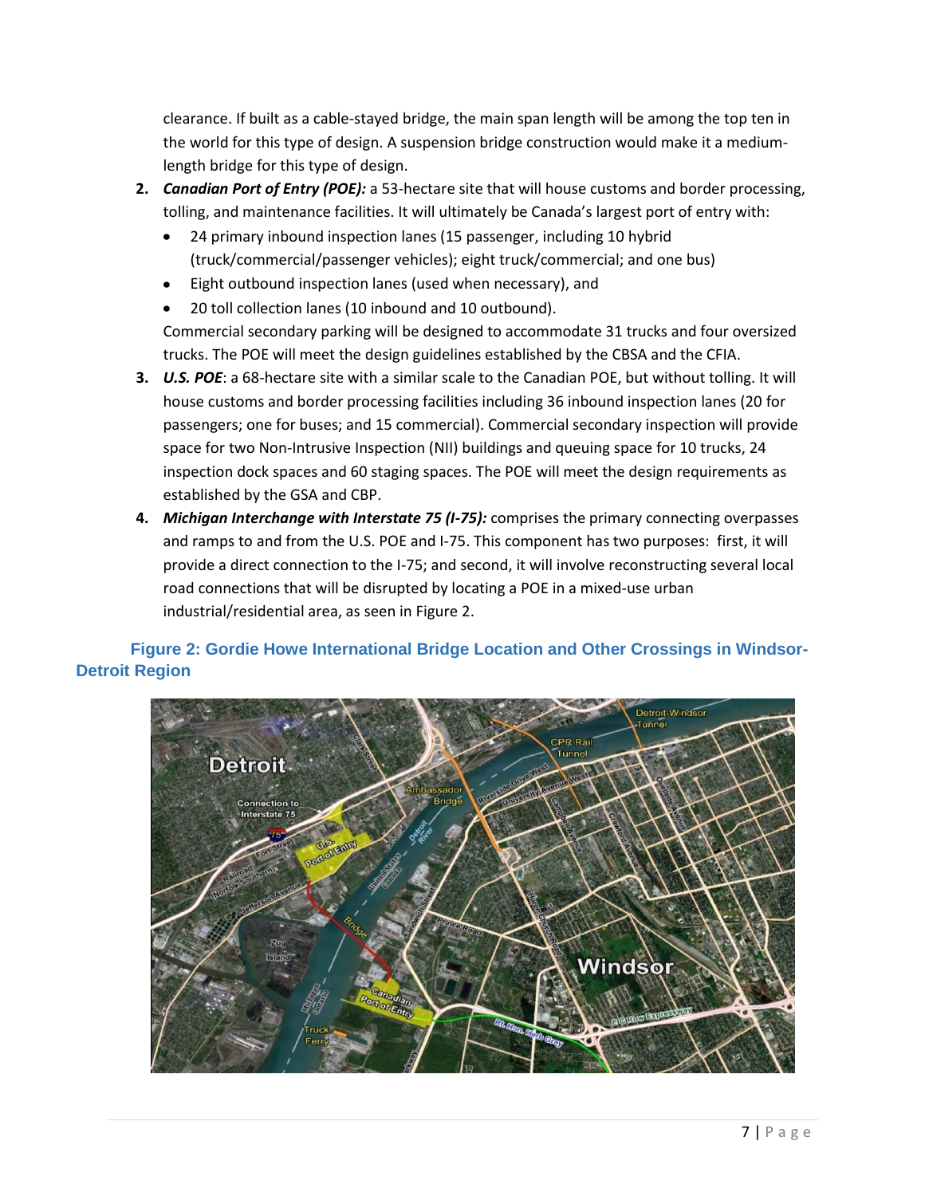clearance. If built as a cable-stayed bridge, the main span length will be among the top ten in the world for this type of design. A suspension bridge construction would make it a medium-length bridge for this type of design.

2. ***Canadian Port of Entry (POE):*** a 53-hectare site that will house customs and border processing, tolling, and maintenance facilities. It will ultimately be Canada's largest port of entry with:
   - 24 primary inbound inspection lanes (15 passenger, including 10 hybrid (truck/commercial/passenger vehicles); eight truck/commercial; and one bus)
   - Eight outbound inspection lanes (used when necessary), and
   - 20 toll collection lanes (10 inbound and 10 outbound).

   Commercial secondary parking will be designed to accommodate 31 trucks and four oversized trucks. The POE will meet the design guidelines established by the CBSA and the CFIA.

3. ***U.S. POE***: a 68-hectare site with a similar scale to the Canadian POE, but without tolling. It will house customs and border processing facilities including 36 inbound inspection lanes (20 for passengers; one for buses; and 15 commercial). Commercial secondary inspection will provide space for two Non-Intrusive Inspection (NII) buildings and queuing space for 10 trucks, 24 inspection dock spaces and 60 staging spaces. The POE will meet the design requirements as established by the GSA and CBP.

4. ***Michigan Interchange with Interstate 75 (I-75):*** comprises the primary connecting overpasses and ramps to and from the U.S. POE and I-75. This component has two purposes: first, it will provide a direct connection to the I-75; and second, it will involve reconstructing several local road connections that will be disrupted by locating a POE in a mixed-use urban industrial/residential area, as seen in Figure 2.

**Figure 2: Gordie Howe International Bridge Location and Other Crossings in Windsor-Detroit Region**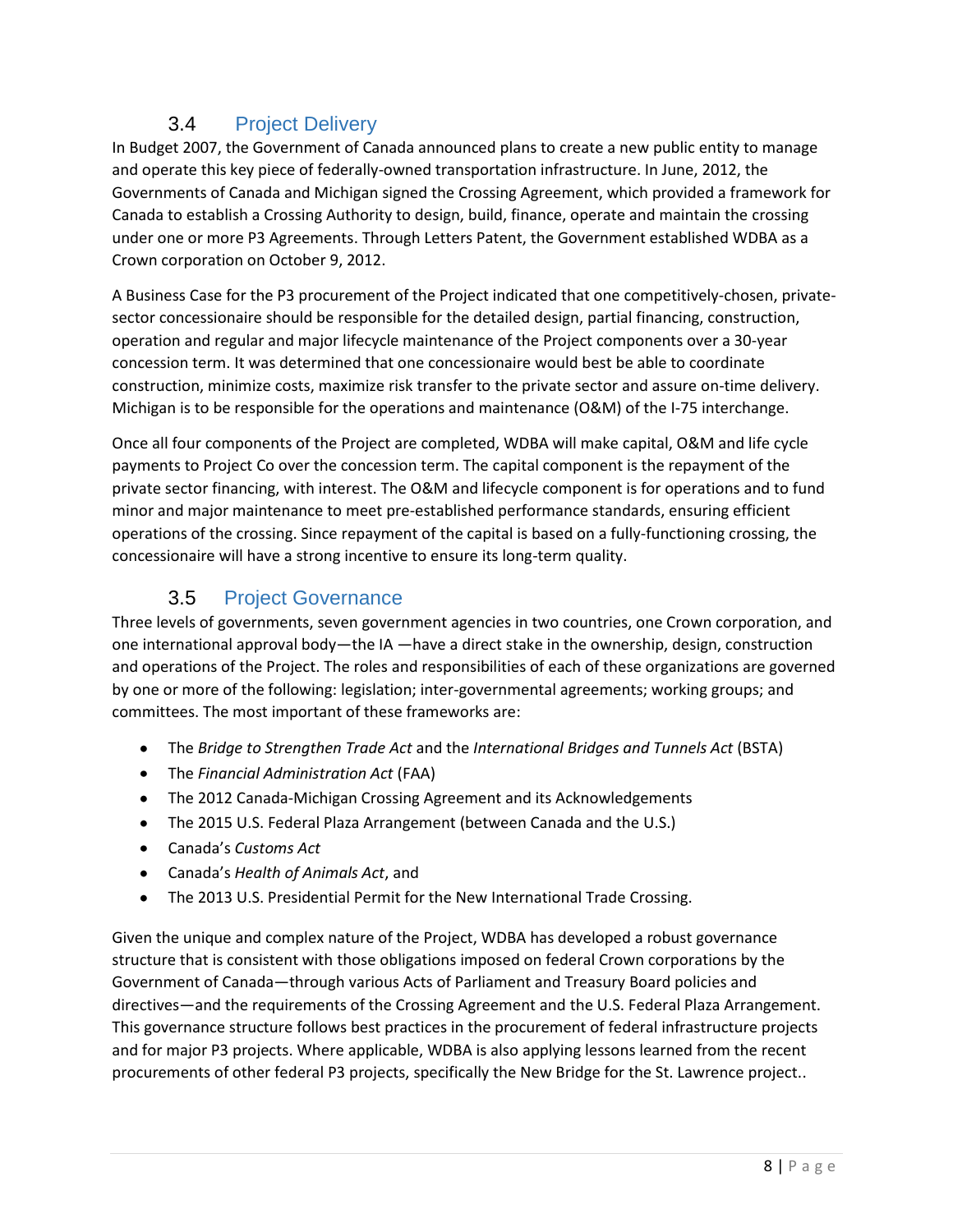## 3.4 Project Delivery

In Budget 2007, the Government of Canada announced plans to create a new public entity to manage and operate this key piece of federally-owned transportation infrastructure. In June, 2012, the Governments of Canada and Michigan signed the Crossing Agreement, which provided a framework for Canada to establish a Crossing Authority to design, build, finance, operate and maintain the crossing under one or more P3 Agreements. Through Letters Patent, the Government established WDBA as a Crown corporation on October 9, 2012.

A Business Case for the P3 procurement of the Project indicated that one competitively-chosen, private-sector concessionaire should be responsible for the detailed design, partial financing, construction, operation and regular and major lifecycle maintenance of the Project components over a 30-year concession term. It was determined that one concessionaire would best be able to coordinate construction, minimize costs, maximize risk transfer to the private sector and assure on-time delivery. Michigan is to be responsible for the operations and maintenance (O&M) of the I-75 interchange.

Once all four components of the Project are completed, WDBA will make capital, O&M and life cycle payments to Project Co over the concession term. The capital component is the repayment of the private sector financing, with interest. The O&M and lifecycle component is for operations and to fund minor and major maintenance to meet pre-established performance standards, ensuring efficient operations of the crossing. Since repayment of the capital is based on a fully-functioning crossing, the concessionaire will have a strong incentive to ensure its long-term quality.

## 3.5 Project Governance

Three levels of governments, seven government agencies in two countries, one Crown corporation, and one international approval body—the IA —have a direct stake in the ownership, design, construction and operations of the Project. The roles and responsibilities of each of these organizations are governed by one or more of the following: legislation; inter-governmental agreements; working groups; and committees. The most important of these frameworks are:

- The *Bridge to Strengthen Trade Act* and the *International Bridges and Tunnels Act* (BSTA)
- The *Financial Administration Act* (FAA)
- The 2012 Canada-Michigan Crossing Agreement and its Acknowledgements
- The 2015 U.S. Federal Plaza Arrangement (between Canada and the U.S.)
- Canada's *Customs Act*
- Canada's *Health of Animals Act*, and
- The 2013 U.S. Presidential Permit for the New International Trade Crossing.

Given the unique and complex nature of the Project, WDBA has developed a robust governance structure that is consistent with those obligations imposed on federal Crown corporations by the Government of Canada—through various Acts of Parliament and Treasury Board policies and directives—and the requirements of the Crossing Agreement and the U.S. Federal Plaza Arrangement. This governance structure follows best practices in the procurement of federal infrastructure projects and for major P3 projects. Where applicable, WDBA is also applying lessons learned from the recent procurements of other federal P3 projects, specifically the New Bridge for the St. Lawrence project..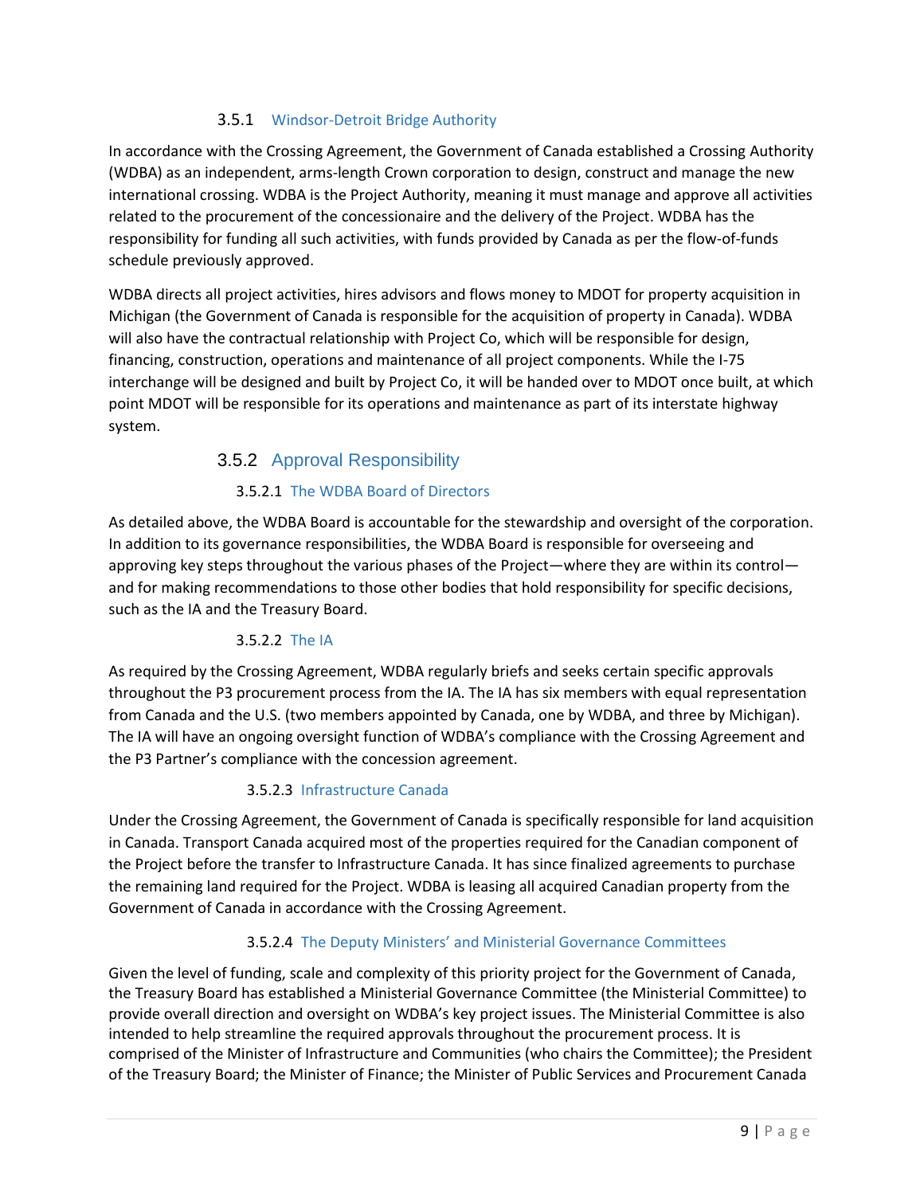### 3.5.1 Windsor-Detroit Bridge Authority

In accordance with the Crossing Agreement, the Government of Canada established a Crossing Authority (WDBA) as an independent, arms-length Crown corporation to design, construct and manage the new international crossing. WDBA is the Project Authority, meaning it must manage and approve all activities related to the procurement of the concessionaire and the delivery of the Project. WDBA has the responsibility for funding all such activities, with funds provided by Canada as per the flow-of-funds schedule previously approved.

WDBA directs all project activities, hires advisors and flows money to MDOT for property acquisition in Michigan (the Government of Canada is responsible for the acquisition of property in Canada). WDBA will also have the contractual relationship with Project Co, which will be responsible for design, financing, construction, operations and maintenance of all project components. While the I-75 interchange will be designed and built by Project Co, it will be handed over to MDOT once built, at which point MDOT will be responsible for its operations and maintenance as part of its interstate highway system.

### 3.5.2 Approval Responsibility

#### 3.5.2.1 The WDBA Board of Directors

As detailed above, the WDBA Board is accountable for the stewardship and oversight of the corporation. In addition to its governance responsibilities, the WDBA Board is responsible for overseeing and approving key steps throughout the various phases of the Project—where they are within its control—and for making recommendations to those other bodies that hold responsibility for specific decisions, such as the IA and the Treasury Board.

#### 3.5.2.2 The IA

As required by the Crossing Agreement, WDBA regularly briefs and seeks certain specific approvals throughout the P3 procurement process from the IA. The IA has six members with equal representation from Canada and the U.S. (two members appointed by Canada, one by WDBA, and three by Michigan). The IA will have an ongoing oversight function of WDBA's compliance with the Crossing Agreement and the P3 Partner's compliance with the concession agreement.

#### 3.5.2.3 Infrastructure Canada

Under the Crossing Agreement, the Government of Canada is specifically responsible for land acquisition in Canada. Transport Canada acquired most of the properties required for the Canadian component of the Project before the transfer to Infrastructure Canada. It has since finalized agreements to purchase the remaining land required for the Project. WDBA is leasing all acquired Canadian property from the Government of Canada in accordance with the Crossing Agreement.

#### 3.5.2.4 The Deputy Ministers' and Ministerial Governance Committees

Given the level of funding, scale and complexity of this priority project for the Government of Canada, the Treasury Board has established a Ministerial Governance Committee (the Ministerial Committee) to provide overall direction and oversight on WDBA's key project issues. The Ministerial Committee is also intended to help streamline the required approvals throughout the procurement process. It is comprised of the Minister of Infrastructure and Communities (who chairs the Committee); the President of the Treasury Board; the Minister of Finance; the Minister of Public Services and Procurement Canada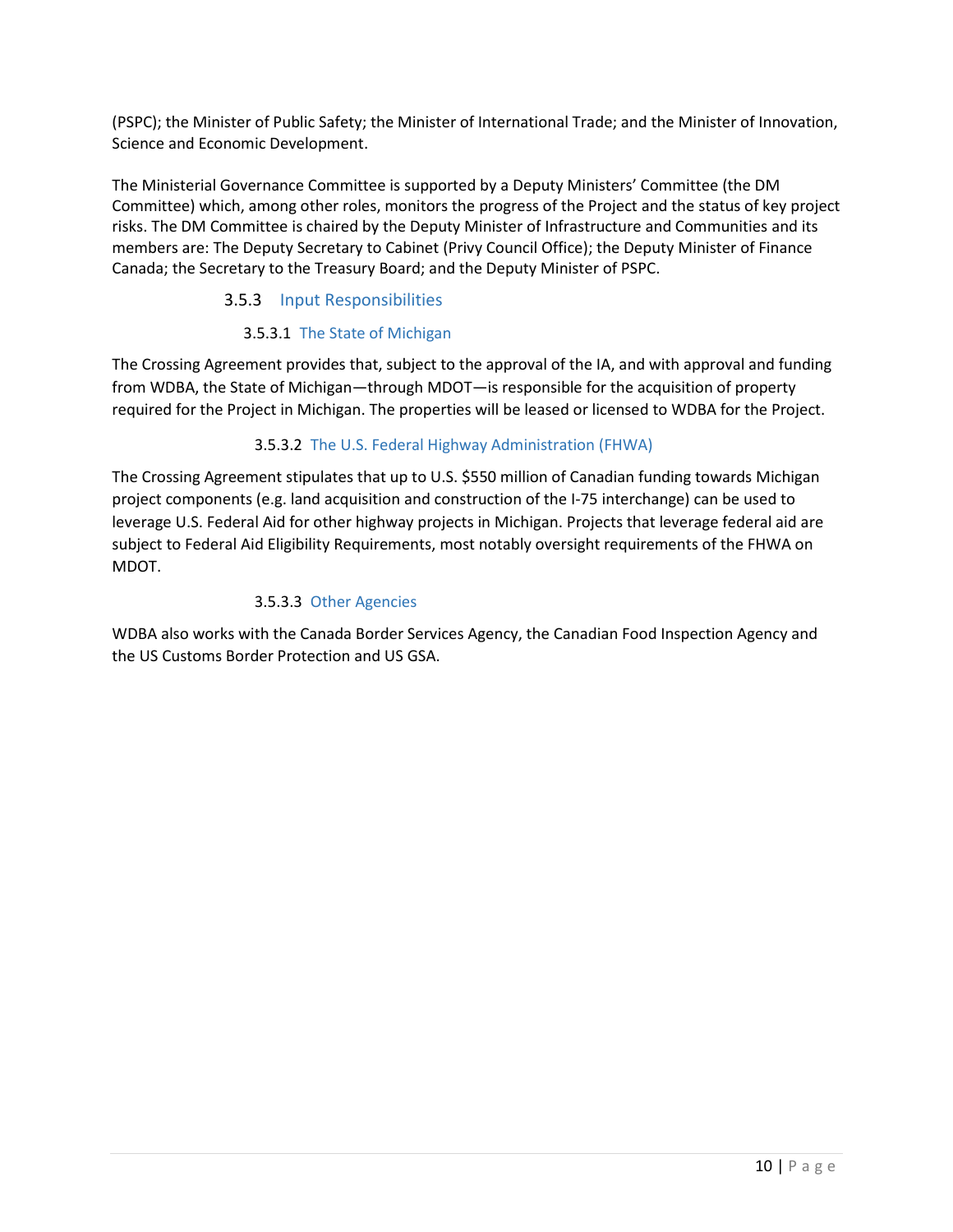(PSPC); the Minister of Public Safety; the Minister of International Trade; and the Minister of Innovation, Science and Economic Development.

The Ministerial Governance Committee is supported by a Deputy Ministers' Committee (the DM Committee) which, among other roles, monitors the progress of the Project and the status of key project risks. The DM Committee is chaired by the Deputy Minister of Infrastructure and Communities and its members are: The Deputy Secretary to Cabinet (Privy Council Office); the Deputy Minister of Finance Canada; the Secretary to the Treasury Board; and the Deputy Minister of PSPC.

### 3.5.3 Input Responsibilities

#### 3.5.3.1 The State of Michigan

The Crossing Agreement provides that, subject to the approval of the IA, and with approval and funding from WDBA, the State of Michigan—through MDOT—is responsible for the acquisition of property required for the Project in Michigan. The properties will be leased or licensed to WDBA for the Project.

#### 3.5.3.2 The U.S. Federal Highway Administration (FHWA)

The Crossing Agreement stipulates that up to U.S. $550 million of Canadian funding towards Michigan project components (e.g. land acquisition and construction of the I-75 interchange) can be used to leverage U.S. Federal Aid for other highway projects in Michigan. Projects that leverage federal aid are subject to Federal Aid Eligibility Requirements, most notably oversight requirements of the FHWA on MDOT.

#### 3.5.3.3 Other Agencies

WDBA also works with the Canada Border Services Agency, the Canadian Food Inspection Agency and the US Customs Border Protection and US GSA.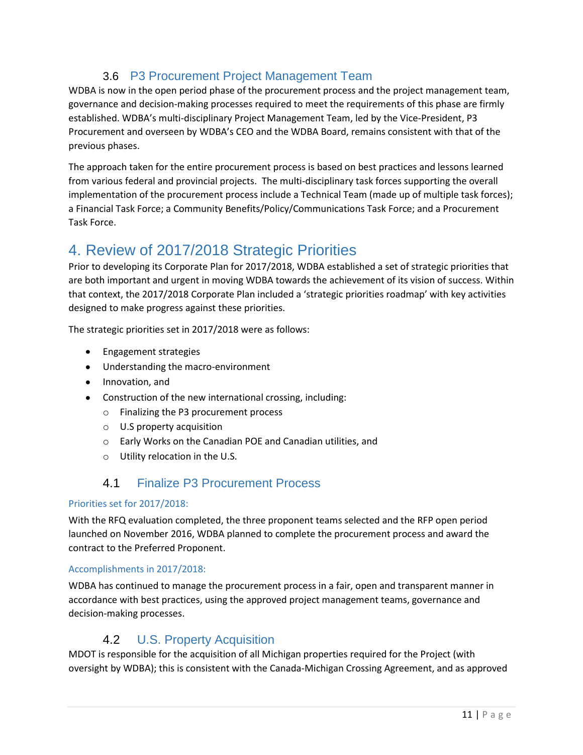### 3.6 P3 Procurement Project Management Team

WDBA is now in the open period phase of the procurement process and the project management team, governance and decision-making processes required to meet the requirements of this phase are firmly established. WDBA's multi-disciplinary Project Management Team, led by the Vice-President, P3 Procurement and overseen by WDBA's CEO and the WDBA Board, remains consistent with that of the previous phases.

The approach taken for the entire procurement process is based on best practices and lessons learned from various federal and provincial projects. The multi-disciplinary task forces supporting the overall implementation of the procurement process include a Technical Team (made up of multiple task forces); a Financial Task Force; a Community Benefits/Policy/Communications Task Force; and a Procurement Task Force.

# 4. Review of 2017/2018 Strategic Priorities

Prior to developing its Corporate Plan for 2017/2018, WDBA established a set of strategic priorities that are both important and urgent in moving WDBA towards the achievement of its vision of success. Within that context, the 2017/2018 Corporate Plan included a 'strategic priorities roadmap' with key activities designed to make progress against these priorities.

The strategic priorities set in 2017/2018 were as follows:

- Engagement strategies
- Understanding the macro-environment
- Innovation, and
- Construction of the new international crossing, including:
  - Finalizing the P3 procurement process
  - U.S property acquisition
  - Early Works on the Canadian POE and Canadian utilities, and
  - Utility relocation in the U.S.

### 4.1 Finalize P3 Procurement Process

#### Priorities set for 2017/2018:

With the RFQ evaluation completed, the three proponent teams selected and the RFP open period launched on November 2016, WDBA planned to complete the procurement process and award the contract to the Preferred Proponent.

#### Accomplishments in 2017/2018:

WDBA has continued to manage the procurement process in a fair, open and transparent manner in accordance with best practices, using the approved project management teams, governance and decision-making processes.

### 4.2 U.S. Property Acquisition

MDOT is responsible for the acquisition of all Michigan properties required for the Project (with oversight by WDBA); this is consistent with the Canada-Michigan Crossing Agreement, and as approved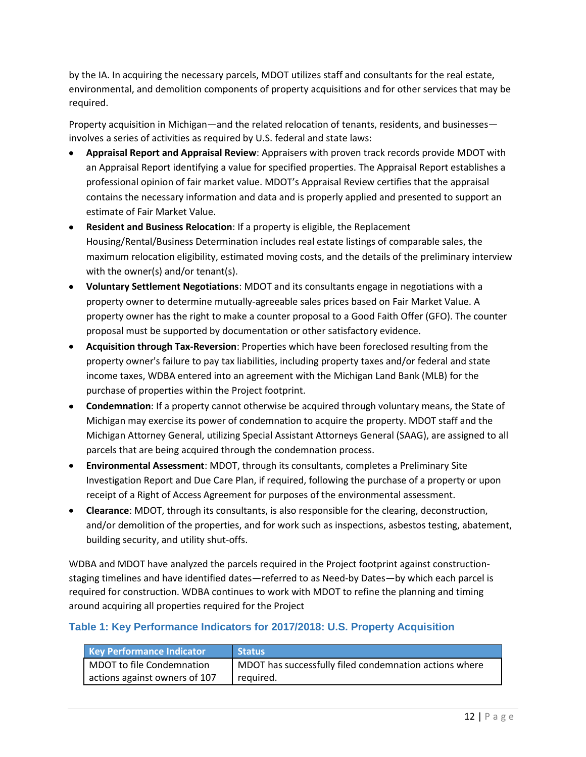by the IA. In acquiring the necessary parcels, MDOT utilizes staff and consultants for the real estate, environmental, and demolition components of property acquisitions and for other services that may be required.

Property acquisition in Michigan—and the related relocation of tenants, residents, and businesses—involves a series of activities as required by U.S. federal and state laws:

- **Appraisal Report and Appraisal Review**: Appraisers with proven track records provide MDOT with an Appraisal Report identifying a value for specified properties. The Appraisal Report establishes a professional opinion of fair market value. MDOT's Appraisal Review certifies that the appraisal contains the necessary information and data and is properly applied and presented to support an estimate of Fair Market Value.
- **Resident and Business Relocation**: If a property is eligible, the Replacement Housing/Rental/Business Determination includes real estate listings of comparable sales, the maximum relocation eligibility, estimated moving costs, and the details of the preliminary interview with the owner(s) and/or tenant(s).
- **Voluntary Settlement Negotiations**: MDOT and its consultants engage in negotiations with a property owner to determine mutually-agreeable sales prices based on Fair Market Value. A property owner has the right to make a counter proposal to a Good Faith Offer (GFO). The counter proposal must be supported by documentation or other satisfactory evidence.
- **Acquisition through Tax-Reversion**: Properties which have been foreclosed resulting from the property owner's failure to pay tax liabilities, including property taxes and/or federal and state income taxes, WDBA entered into an agreement with the Michigan Land Bank (MLB) for the purchase of properties within the Project footprint.
- **Condemnation**: If a property cannot otherwise be acquired through voluntary means, the State of Michigan may exercise its power of condemnation to acquire the property. MDOT staff and the Michigan Attorney General, utilizing Special Assistant Attorneys General (SAAG), are assigned to all parcels that are being acquired through the condemnation process.
- **Environmental Assessment**: MDOT, through its consultants, completes a Preliminary Site Investigation Report and Due Care Plan, if required, following the purchase of a property or upon receipt of a Right of Access Agreement for purposes of the environmental assessment.
- **Clearance**: MDOT, through its consultants, is also responsible for the clearing, deconstruction, and/or demolition of the properties, and for work such as inspections, asbestos testing, abatement, building security, and utility shut-offs.

WDBA and MDOT have analyzed the parcels required in the Project footprint against construction-staging timelines and have identified dates—referred to as Need-by Dates—by which each parcel is required for construction. WDBA continues to work with MDOT to refine the planning and timing around acquiring all properties required for the Project

### Table 1: Key Performance Indicators for 2017/2018: U.S. Property Acquisition

| Key Performance Indicator | Status |
|---|---|
| MDOT to file Condemnation actions against owners of 107 | MDOT has successfully filed condemnation actions where required. |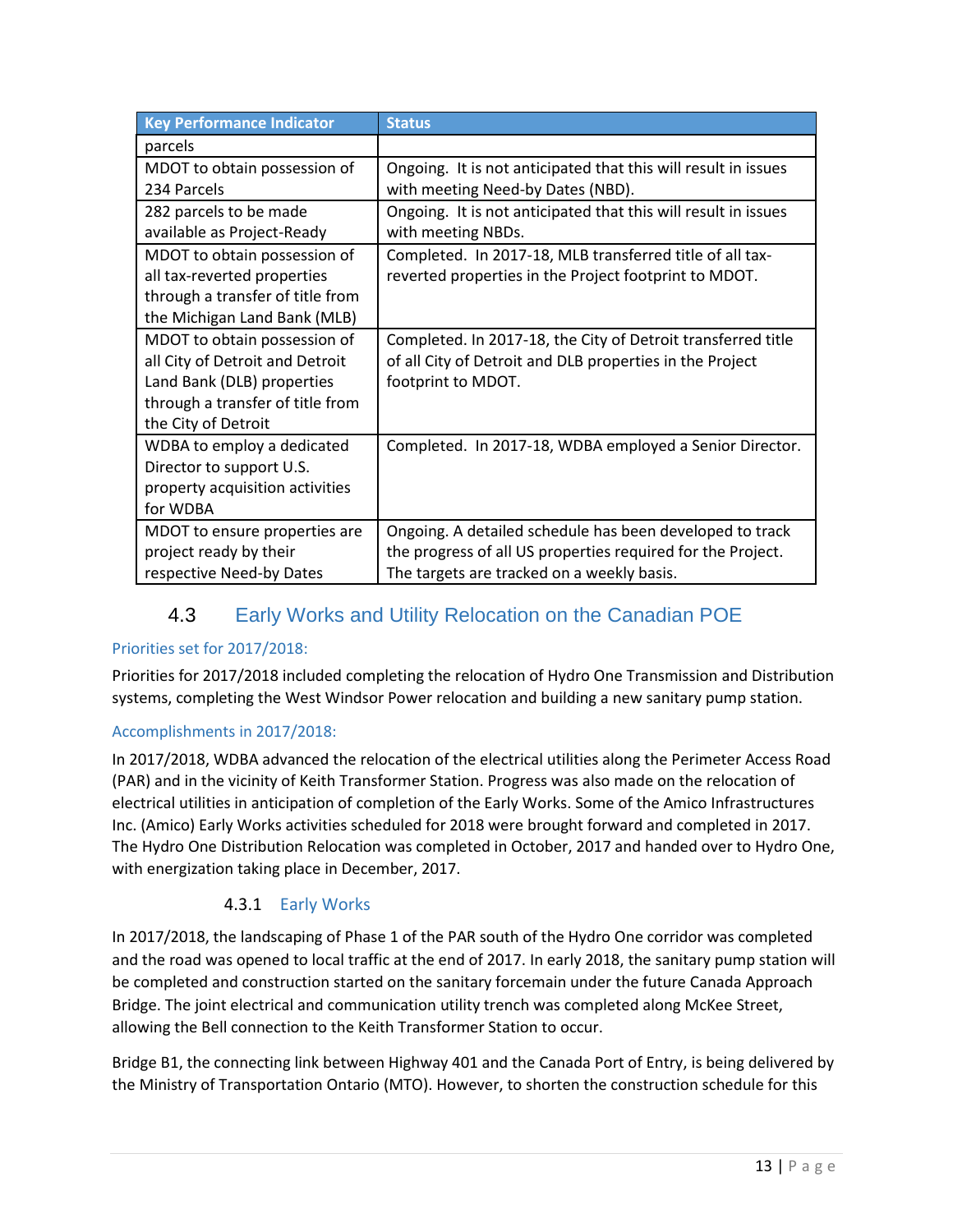| Key Performance Indicator | Status |
|---|---|
| parcels | |
| MDOT to obtain possession of 234 Parcels | Ongoing. It is not anticipated that this will result in issues with meeting Need-by Dates (NBD). |
| 282 parcels to be made available as Project-Ready | Ongoing. It is not anticipated that this will result in issues with meeting NBDs. |
| MDOT to obtain possession of all tax-reverted properties through a transfer of title from the Michigan Land Bank (MLB) | Completed. In 2017-18, MLB transferred title of all tax-reverted properties in the Project footprint to MDOT. |
| MDOT to obtain possession of all City of Detroit and Detroit Land Bank (DLB) properties through a transfer of title from the City of Detroit | Completed. In 2017-18, the City of Detroit transferred title of all City of Detroit and DLB properties in the Project footprint to MDOT. |
| WDBA to employ a dedicated Director to support U.S. property acquisition activities for WDBA | Completed. In 2017-18, WDBA employed a Senior Director. |
| MDOT to ensure properties are project ready by their respective Need-by Dates | Ongoing. A detailed schedule has been developed to track the progress of all US properties required for the Project. The targets are tracked on a weekly basis. |

## 4.3 Early Works and Utility Relocation on the Canadian POE

#### Priorities set for 2017/2018:

Priorities for 2017/2018 included completing the relocation of Hydro One Transmission and Distribution systems, completing the West Windsor Power relocation and building a new sanitary pump station.

#### Accomplishments in 2017/2018:

In 2017/2018, WDBA advanced the relocation of the electrical utilities along the Perimeter Access Road (PAR) and in the vicinity of Keith Transformer Station. Progress was also made on the relocation of electrical utilities in anticipation of completion of the Early Works. Some of the Amico Infrastructures Inc. (Amico) Early Works activities scheduled for 2018 were brought forward and completed in 2017. The Hydro One Distribution Relocation was completed in October, 2017 and handed over to Hydro One, with energization taking place in December, 2017.

### 4.3.1 Early Works

In 2017/2018, the landscaping of Phase 1 of the PAR south of the Hydro One corridor was completed and the road was opened to local traffic at the end of 2017. In early 2018, the sanitary pump station will be completed and construction started on the sanitary forcemain under the future Canada Approach Bridge. The joint electrical and communication utility trench was completed along McKee Street, allowing the Bell connection to the Keith Transformer Station to occur.

Bridge B1, the connecting link between Highway 401 and the Canada Port of Entry, is being delivered by the Ministry of Transportation Ontario (MTO). However, to shorten the construction schedule for this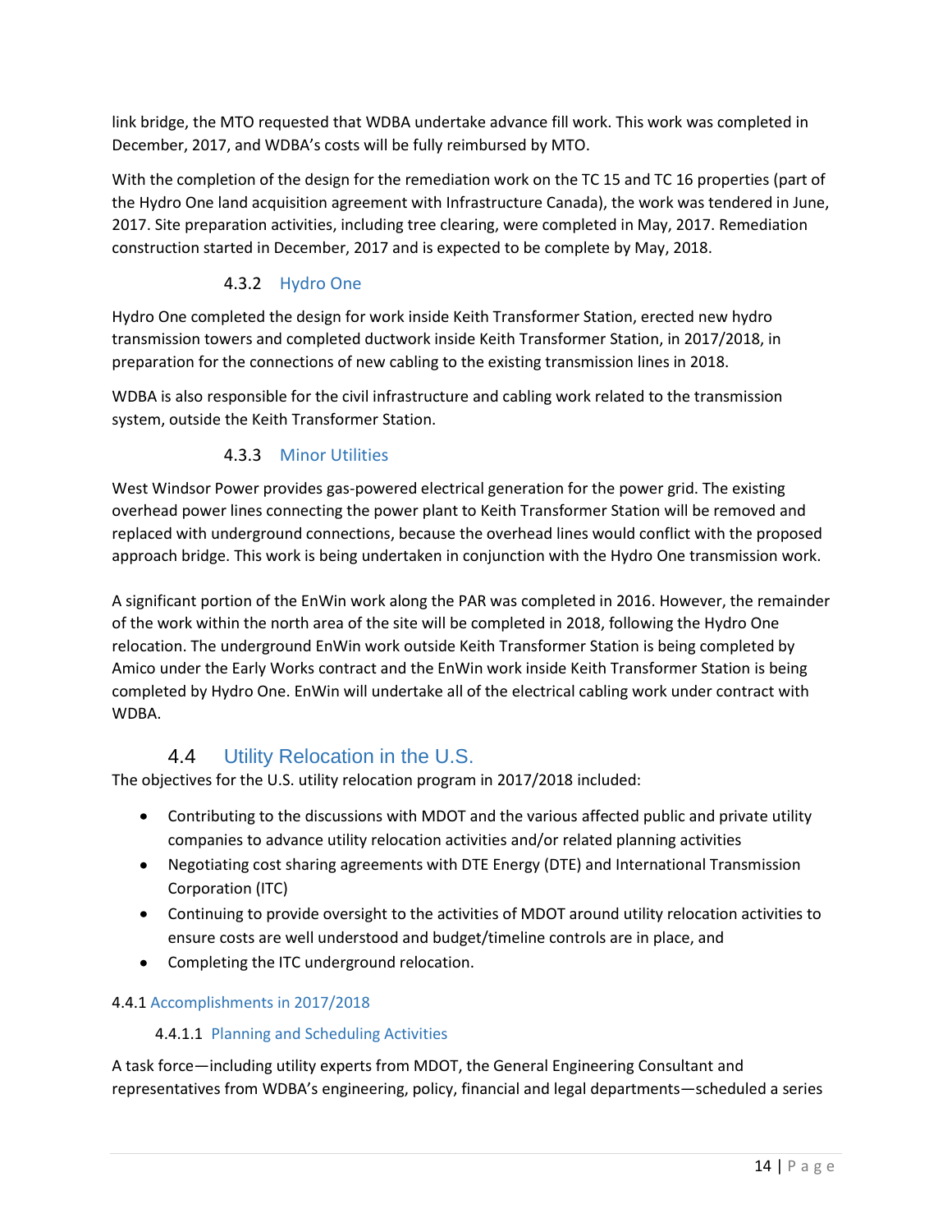link bridge, the MTO requested that WDBA undertake advance fill work. This work was completed in December, 2017, and WDBA's costs will be fully reimbursed by MTO.

With the completion of the design for the remediation work on the TC 15 and TC 16 properties (part of the Hydro One land acquisition agreement with Infrastructure Canada), the work was tendered in June, 2017. Site preparation activities, including tree clearing, were completed in May, 2017. Remediation construction started in December, 2017 and is expected to be complete by May, 2018.

#### 4.3.2 Hydro One

Hydro One completed the design for work inside Keith Transformer Station, erected new hydro transmission towers and completed ductwork inside Keith Transformer Station, in 2017/2018, in preparation for the connections of new cabling to the existing transmission lines in 2018.

WDBA is also responsible for the civil infrastructure and cabling work related to the transmission system, outside the Keith Transformer Station.

#### 4.3.3 Minor Utilities

West Windsor Power provides gas-powered electrical generation for the power grid. The existing overhead power lines connecting the power plant to Keith Transformer Station will be removed and replaced with underground connections, because the overhead lines would conflict with the proposed approach bridge. This work is being undertaken in conjunction with the Hydro One transmission work.

A significant portion of the EnWin work along the PAR was completed in 2016. However, the remainder of the work within the north area of the site will be completed in 2018, following the Hydro One relocation. The underground EnWin work outside Keith Transformer Station is being completed by Amico under the Early Works contract and the EnWin work inside Keith Transformer Station is being completed by Hydro One. EnWin will undertake all of the electrical cabling work under contract with WDBA.

### 4.4 Utility Relocation in the U.S.

The objectives for the U.S. utility relocation program in 2017/2018 included:

- Contributing to the discussions with MDOT and the various affected public and private utility companies to advance utility relocation activities and/or related planning activities
- Negotiating cost sharing agreements with DTE Energy (DTE) and International Transmission Corporation (ITC)
- Continuing to provide oversight to the activities of MDOT around utility relocation activities to ensure costs are well understood and budget/timeline controls are in place, and
- Completing the ITC underground relocation.

#### 4.4.1 Accomplishments in 2017/2018

##### 4.4.1.1 Planning and Scheduling Activities

A task force—including utility experts from MDOT, the General Engineering Consultant and representatives from WDBA's engineering, policy, financial and legal departments—scheduled a series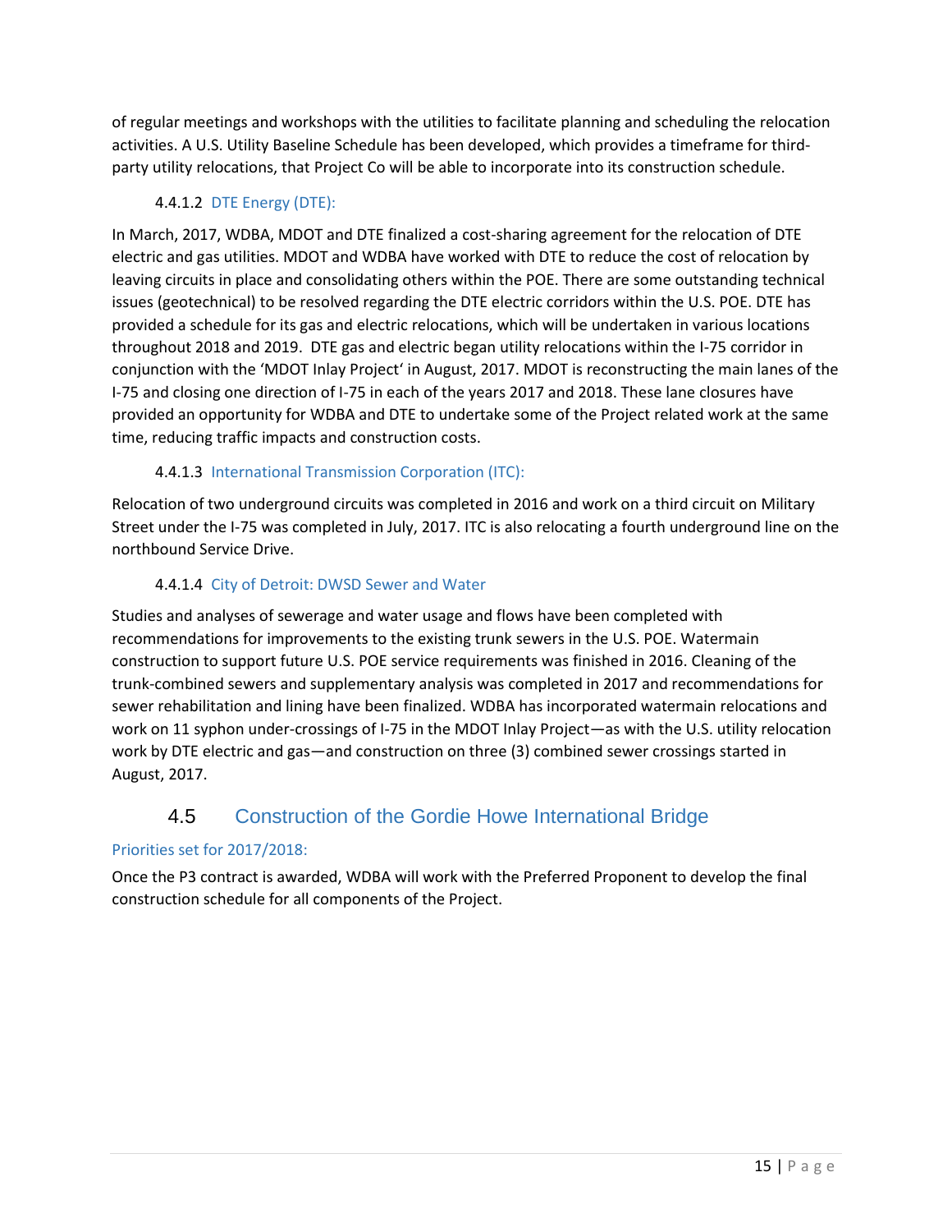of regular meetings and workshops with the utilities to facilitate planning and scheduling the relocation activities. A U.S. Utility Baseline Schedule has been developed, which provides a timeframe for third-party utility relocations, that Project Co will be able to incorporate into its construction schedule.

#### 4.4.1.2 DTE Energy (DTE):

In March, 2017, WDBA, MDOT and DTE finalized a cost-sharing agreement for the relocation of DTE electric and gas utilities. MDOT and WDBA have worked with DTE to reduce the cost of relocation by leaving circuits in place and consolidating others within the POE. There are some outstanding technical issues (geotechnical) to be resolved regarding the DTE electric corridors within the U.S. POE. DTE has provided a schedule for its gas and electric relocations, which will be undertaken in various locations throughout 2018 and 2019. DTE gas and electric began utility relocations within the I-75 corridor in conjunction with the 'MDOT Inlay Project' in August, 2017. MDOT is reconstructing the main lanes of the I-75 and closing one direction of I-75 in each of the years 2017 and 2018. These lane closures have provided an opportunity for WDBA and DTE to undertake some of the Project related work at the same time, reducing traffic impacts and construction costs.

#### 4.4.1.3 International Transmission Corporation (ITC):

Relocation of two underground circuits was completed in 2016 and work on a third circuit on Military Street under the I-75 was completed in July, 2017. ITC is also relocating a fourth underground line on the northbound Service Drive.

#### 4.4.1.4 City of Detroit: DWSD Sewer and Water

Studies and analyses of sewerage and water usage and flows have been completed with recommendations for improvements to the existing trunk sewers in the U.S. POE. Watermain construction to support future U.S. POE service requirements was finished in 2016. Cleaning of the trunk-combined sewers and supplementary analysis was completed in 2017 and recommendations for sewer rehabilitation and lining have been finalized. WDBA has incorporated watermain relocations and work on 11 syphon under-crossings of I-75 in the MDOT Inlay Project—as with the U.S. utility relocation work by DTE electric and gas—and construction on three (3) combined sewer crossings started in August, 2017.

## 4.5 Construction of the Gordie Howe International Bridge

### Priorities set for 2017/2018:

Once the P3 contract is awarded, WDBA will work with the Preferred Proponent to develop the final construction schedule for all components of the Project.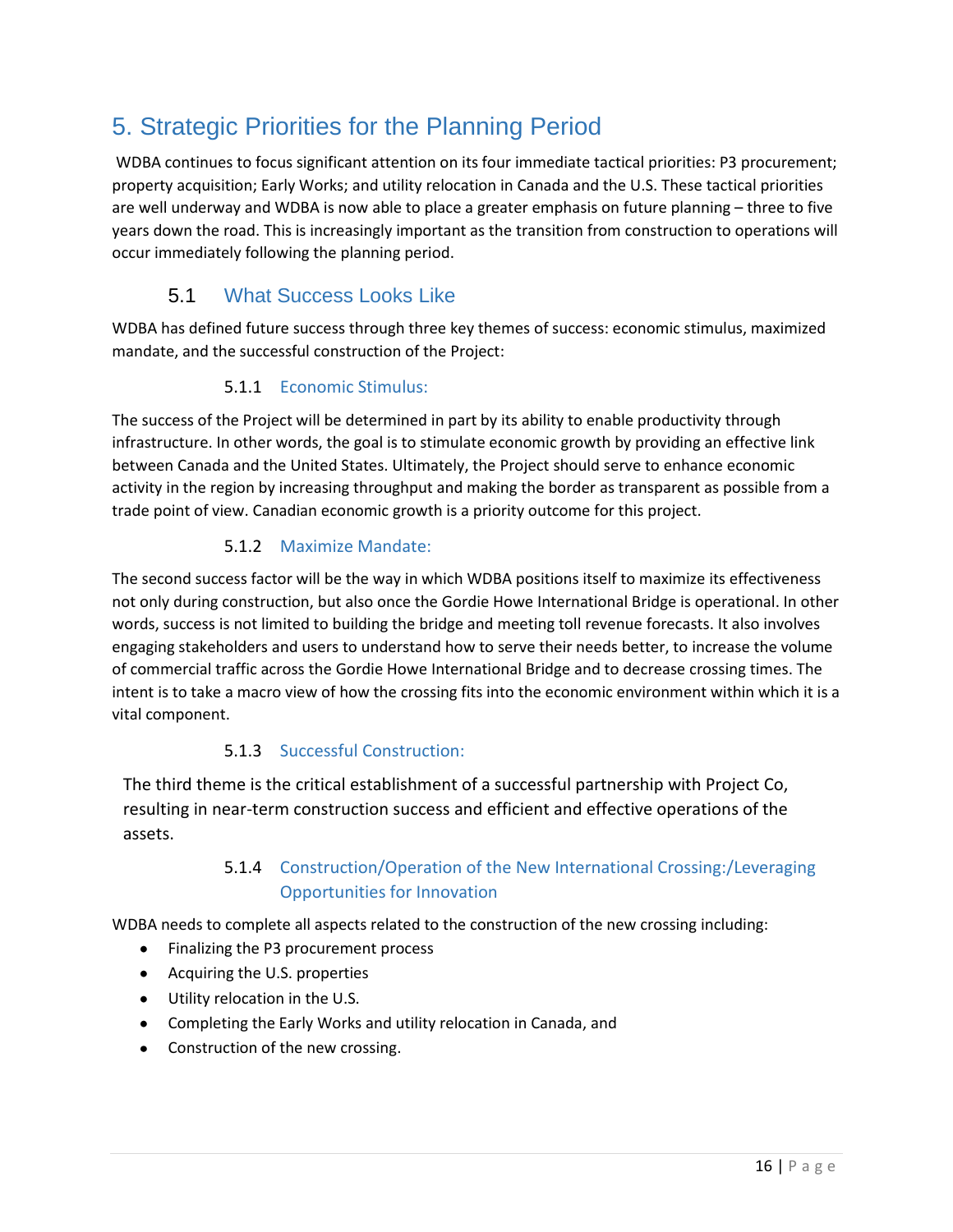# 5. Strategic Priorities for the Planning Period

WDBA continues to focus significant attention on its four immediate tactical priorities: P3 procurement; property acquisition; Early Works; and utility relocation in Canada and the U.S. These tactical priorities are well underway and WDBA is now able to place a greater emphasis on future planning – three to five years down the road. This is increasingly important as the transition from construction to operations will occur immediately following the planning period.

## 5.1 What Success Looks Like

WDBA has defined future success through three key themes of success: economic stimulus, maximized mandate, and the successful construction of the Project:

### 5.1.1 Economic Stimulus:

The success of the Project will be determined in part by its ability to enable productivity through infrastructure. In other words, the goal is to stimulate economic growth by providing an effective link between Canada and the United States. Ultimately, the Project should serve to enhance economic activity in the region by increasing throughput and making the border as transparent as possible from a trade point of view. Canadian economic growth is a priority outcome for this project.

### 5.1.2 Maximize Mandate:

The second success factor will be the way in which WDBA positions itself to maximize its effectiveness not only during construction, but also once the Gordie Howe International Bridge is operational. In other words, success is not limited to building the bridge and meeting toll revenue forecasts. It also involves engaging stakeholders and users to understand how to serve their needs better, to increase the volume of commercial traffic across the Gordie Howe International Bridge and to decrease crossing times. The intent is to take a macro view of how the crossing fits into the economic environment within which it is a vital component.

### 5.1.3 Successful Construction:

The third theme is the critical establishment of a successful partnership with Project Co, resulting in near-term construction success and efficient and effective operations of the assets.

### 5.1.4 Construction/Operation of the New International Crossing:/Leveraging Opportunities for Innovation

WDBA needs to complete all aspects related to the construction of the new crossing including:

- Finalizing the P3 procurement process
- Acquiring the U.S. properties
- Utility relocation in the U.S.
- Completing the Early Works and utility relocation in Canada, and
- Construction of the new crossing.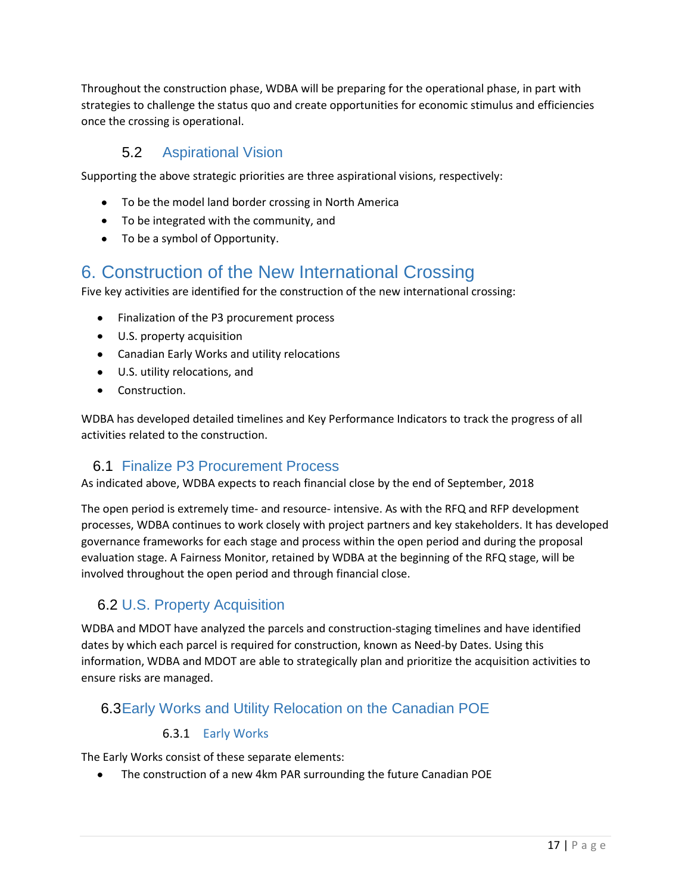Throughout the construction phase, WDBA will be preparing for the operational phase, in part with strategies to challenge the status quo and create opportunities for economic stimulus and efficiencies once the crossing is operational.

### 5.2 Aspirational Vision

Supporting the above strategic priorities are three aspirational visions, respectively:

- To be the model land border crossing in North America
- To be integrated with the community, and
- To be a symbol of Opportunity.

# 6. Construction of the New International Crossing

Five key activities are identified for the construction of the new international crossing:

- Finalization of the P3 procurement process
- U.S. property acquisition
- Canadian Early Works and utility relocations
- U.S. utility relocations, and
- Construction.

WDBA has developed detailed timelines and Key Performance Indicators to track the progress of all activities related to the construction.

## 6.1 Finalize P3 Procurement Process

As indicated above, WDBA expects to reach financial close by the end of September, 2018

The open period is extremely time- and resource- intensive. As with the RFQ and RFP development processes, WDBA continues to work closely with project partners and key stakeholders. It has developed governance frameworks for each stage and process within the open period and during the proposal evaluation stage. A Fairness Monitor, retained by WDBA at the beginning of the RFQ stage, will be involved throughout the open period and through financial close.

## 6.2 U.S. Property Acquisition

WDBA and MDOT have analyzed the parcels and construction-staging timelines and have identified dates by which each parcel is required for construction, known as Need-by Dates. Using this information, WDBA and MDOT are able to strategically plan and prioritize the acquisition activities to ensure risks are managed.

## 6.3 Early Works and Utility Relocation on the Canadian POE

### 6.3.1 Early Works

The Early Works consist of these separate elements:

- The construction of a new 4km PAR surrounding the future Canadian POE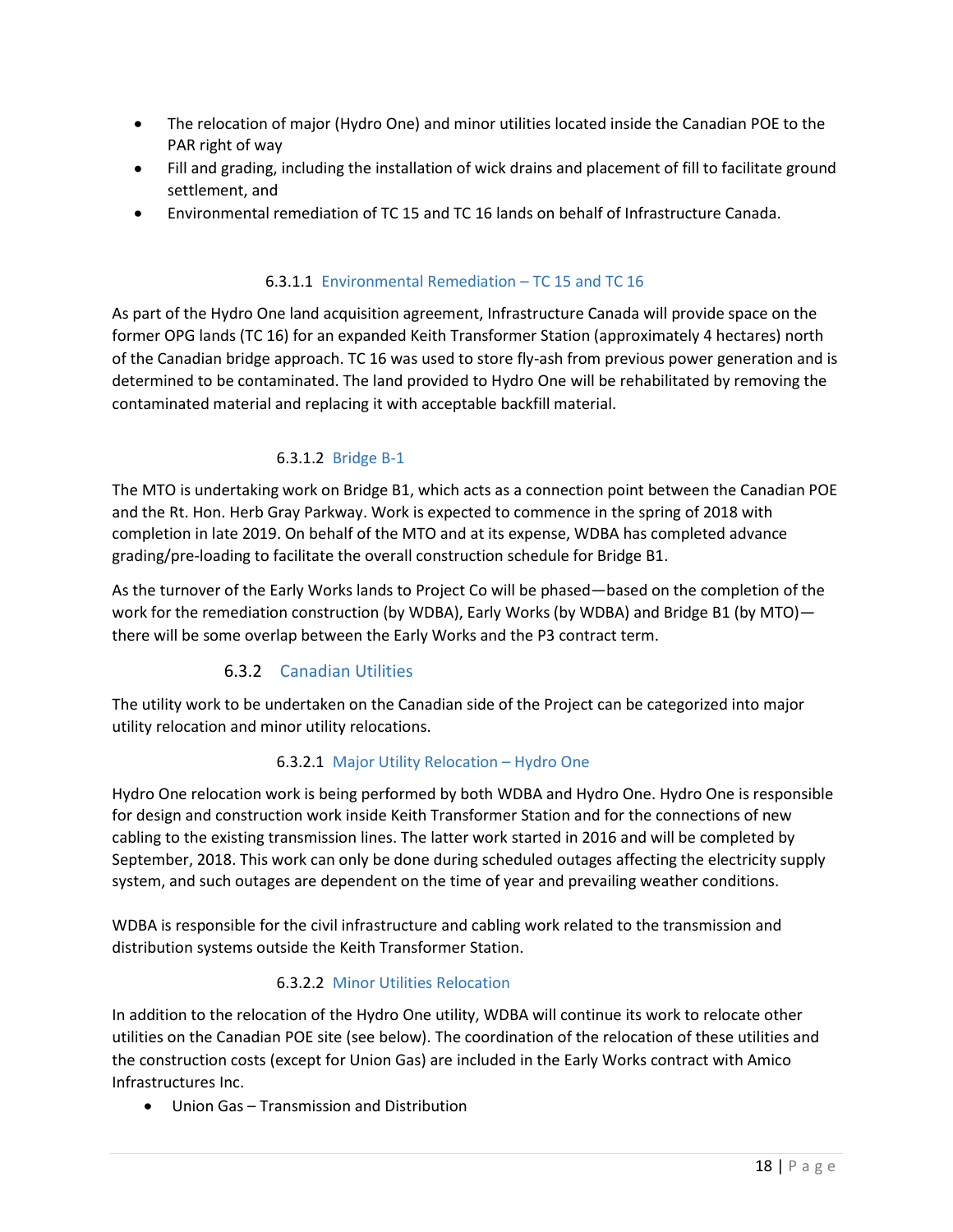- The relocation of major (Hydro One) and minor utilities located inside the Canadian POE to the PAR right of way
- Fill and grading, including the installation of wick drains and placement of fill to facilitate ground settlement, and
- Environmental remediation of TC 15 and TC 16 lands on behalf of Infrastructure Canada.

#### 6.3.1.1 Environmental Remediation – TC 15 and TC 16

As part of the Hydro One land acquisition agreement, Infrastructure Canada will provide space on the former OPG lands (TC 16) for an expanded Keith Transformer Station (approximately 4 hectares) north of the Canadian bridge approach. TC 16 was used to store fly-ash from previous power generation and is determined to be contaminated. The land provided to Hydro One will be rehabilitated by removing the contaminated material and replacing it with acceptable backfill material.

#### 6.3.1.2 Bridge B-1

The MTO is undertaking work on Bridge B1, which acts as a connection point between the Canadian POE and the Rt. Hon. Herb Gray Parkway. Work is expected to commence in the spring of 2018 with completion in late 2019. On behalf of the MTO and at its expense, WDBA has completed advance grading/pre-loading to facilitate the overall construction schedule for Bridge B1.

As the turnover of the Early Works lands to Project Co will be phased—based on the completion of the work for the remediation construction (by WDBA), Early Works (by WDBA) and Bridge B1 (by MTO)—there will be some overlap between the Early Works and the P3 contract term.

### 6.3.2 Canadian Utilities

The utility work to be undertaken on the Canadian side of the Project can be categorized into major utility relocation and minor utility relocations.

#### 6.3.2.1 Major Utility Relocation – Hydro One

Hydro One relocation work is being performed by both WDBA and Hydro One. Hydro One is responsible for design and construction work inside Keith Transformer Station and for the connections of new cabling to the existing transmission lines. The latter work started in 2016 and will be completed by September, 2018. This work can only be done during scheduled outages affecting the electricity supply system, and such outages are dependent on the time of year and prevailing weather conditions.

WDBA is responsible for the civil infrastructure and cabling work related to the transmission and distribution systems outside the Keith Transformer Station.

#### 6.3.2.2 Minor Utilities Relocation

In addition to the relocation of the Hydro One utility, WDBA will continue its work to relocate other utilities on the Canadian POE site (see below). The coordination of the relocation of these utilities and the construction costs (except for Union Gas) are included in the Early Works contract with Amico Infrastructures Inc.

- Union Gas – Transmission and Distribution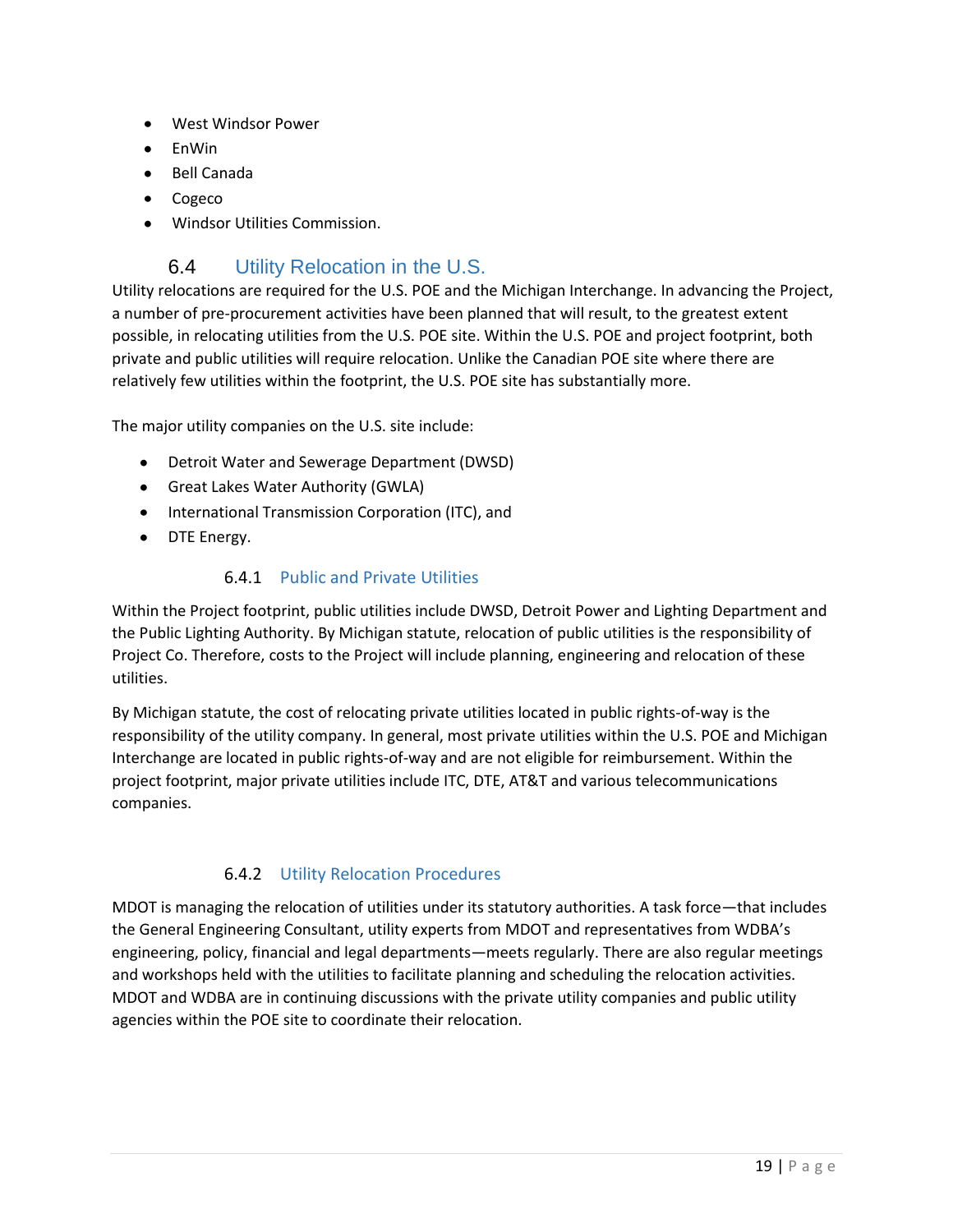- West Windsor Power
- EnWin
- Bell Canada
- Cogeco
- Windsor Utilities Commission.

## 6.4 Utility Relocation in the U.S.

Utility relocations are required for the U.S. POE and the Michigan Interchange. In advancing the Project, a number of pre-procurement activities have been planned that will result, to the greatest extent possible, in relocating utilities from the U.S. POE site. Within the U.S. POE and project footprint, both private and public utilities will require relocation. Unlike the Canadian POE site where there are relatively few utilities within the footprint, the U.S. POE site has substantially more.

The major utility companies on the U.S. site include:

- Detroit Water and Sewerage Department (DWSD)
- Great Lakes Water Authority (GWLA)
- International Transmission Corporation (ITC), and
- DTE Energy.

### 6.4.1 Public and Private Utilities

Within the Project footprint, public utilities include DWSD, Detroit Power and Lighting Department and the Public Lighting Authority. By Michigan statute, relocation of public utilities is the responsibility of Project Co. Therefore, costs to the Project will include planning, engineering and relocation of these utilities.

By Michigan statute, the cost of relocating private utilities located in public rights-of-way is the responsibility of the utility company. In general, most private utilities within the U.S. POE and Michigan Interchange are located in public rights-of-way and are not eligible for reimbursement. Within the project footprint, major private utilities include ITC, DTE, AT&T and various telecommunications companies.

### 6.4.2 Utility Relocation Procedures

MDOT is managing the relocation of utilities under its statutory authorities. A task force—that includes the General Engineering Consultant, utility experts from MDOT and representatives from WDBA's engineering, policy, financial and legal departments—meets regularly. There are also regular meetings and workshops held with the utilities to facilitate planning and scheduling the relocation activities. MDOT and WDBA are in continuing discussions with the private utility companies and public utility agencies within the POE site to coordinate their relocation.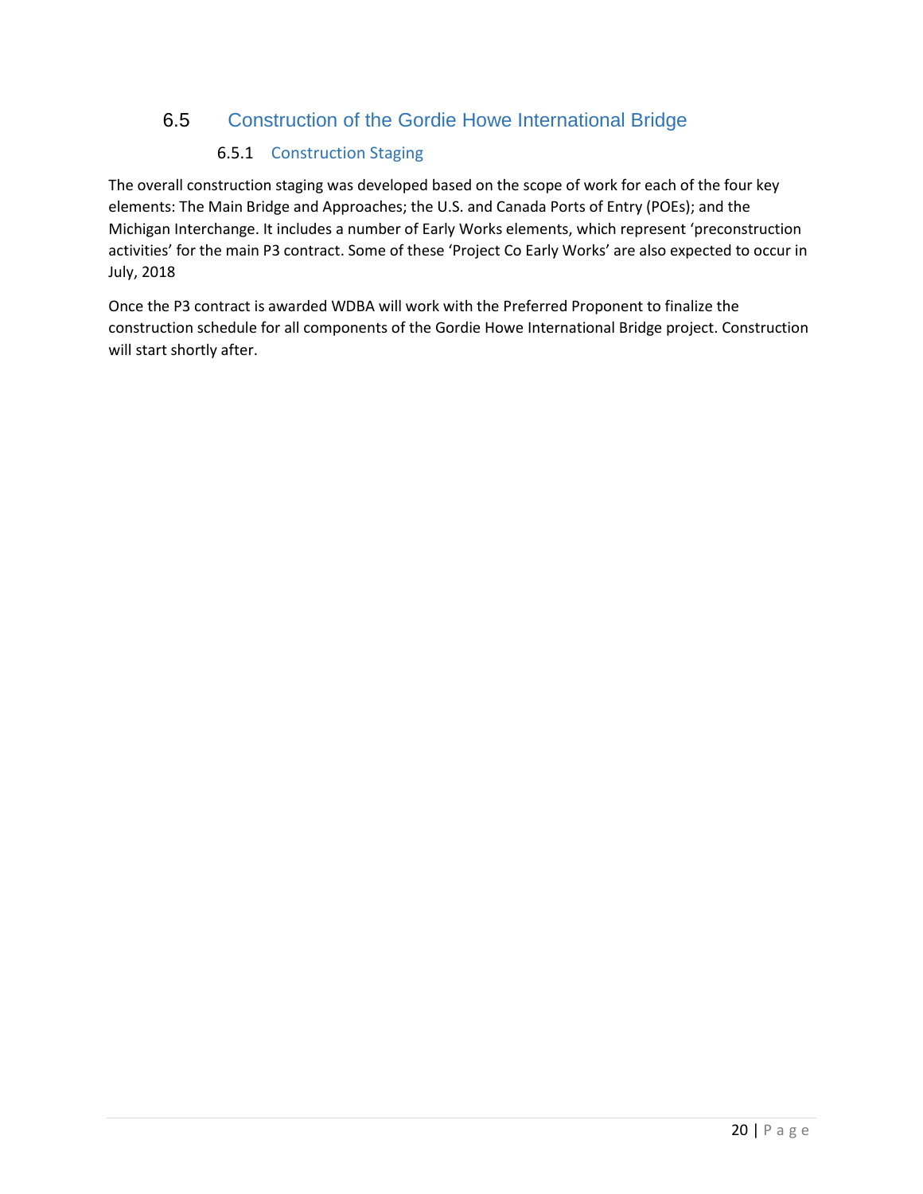## 6.5 Construction of the Gordie Howe International Bridge

### 6.5.1 Construction Staging

The overall construction staging was developed based on the scope of work for each of the four key elements: The Main Bridge and Approaches; the U.S. and Canada Ports of Entry (POEs); and the Michigan Interchange. It includes a number of Early Works elements, which represent 'preconstruction activities' for the main P3 contract. Some of these 'Project Co Early Works' are also expected to occur in July, 2018

Once the P3 contract is awarded WDBA will work with the Preferred Proponent to finalize the construction schedule for all components of the Gordie Howe International Bridge project. Construction will start shortly after.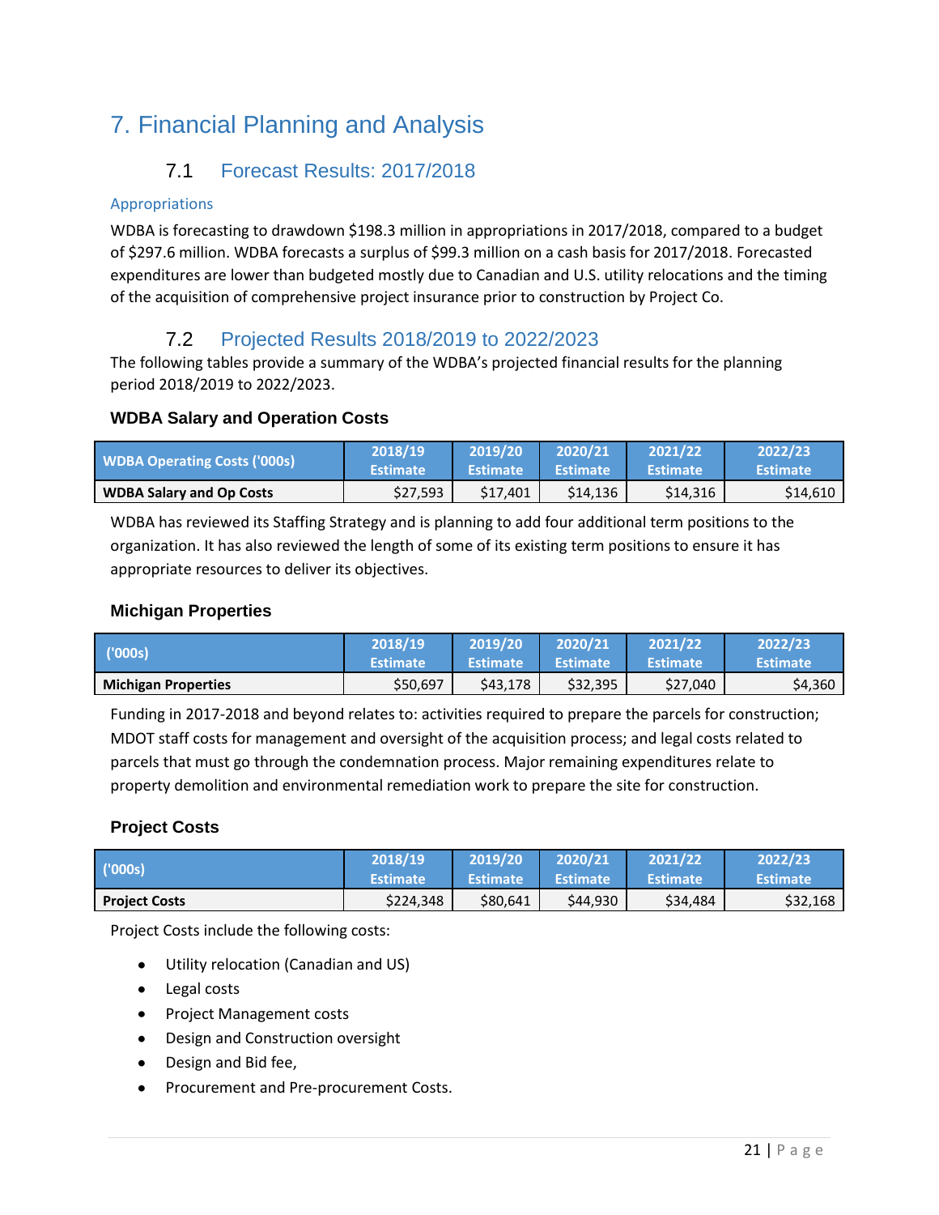# 7. Financial Planning and Analysis

## 7.1 Forecast Results: 2017/2018

### Appropriations

WDBA is forecasting to drawdown $198.3 million in appropriations in 2017/2018, compared to a budget of $297.6 million. WDBA forecasts a surplus of $99.3 million on a cash basis for 2017/2018. Forecasted expenditures are lower than budgeted mostly due to Canadian and U.S. utility relocations and the timing of the acquisition of comprehensive project insurance prior to construction by Project Co.

## 7.2 Projected Results 2018/2019 to 2022/2023

The following tables provide a summary of the WDBA's projected financial results for the planning period 2018/2019 to 2022/2023.

### WDBA Salary and Operation Costs

| WDBA Operating Costs ('000s) | 2018/19 Estimate | 2019/20 Estimate | 2020/21 Estimate | 2021/22 Estimate | 2022/23 Estimate |
|---|---|---|---|---|---|
| **WDBA Salary and Op Costs** | $27,593 | $17,401 | $14,136 | $14,316 | $14,610 |

WDBA has reviewed its Staffing Strategy and is planning to add four additional term positions to the organization. It has also reviewed the length of some of its existing term positions to ensure it has appropriate resources to deliver its objectives.

### Michigan Properties

| ('000s) | 2018/19 Estimate | 2019/20 Estimate | 2020/21 Estimate | 2021/22 Estimate | 2022/23 Estimate |
|---|---|---|---|---|---|
| **Michigan Properties** | $50,697 | $43,178 | $32,395 | $27,040 | $4,360 |

Funding in 2017-2018 and beyond relates to: activities required to prepare the parcels for construction; MDOT staff costs for management and oversight of the acquisition process; and legal costs related to parcels that must go through the condemnation process. Major remaining expenditures relate to property demolition and environmental remediation work to prepare the site for construction.

### Project Costs

| ('000s) | 2018/19 Estimate | 2019/20 Estimate | 2020/21 Estimate | 2021/22 Estimate | 2022/23 Estimate |
|---|---|---|---|---|---|
| **Project Costs** | $224,348 | $80,641 | $44,930 | $34,484 | $32,168 |

Project Costs include the following costs:

- Utility relocation (Canadian and US)
- Legal costs
- Project Management costs
- Design and Construction oversight
- Design and Bid fee,
- Procurement and Pre-procurement Costs.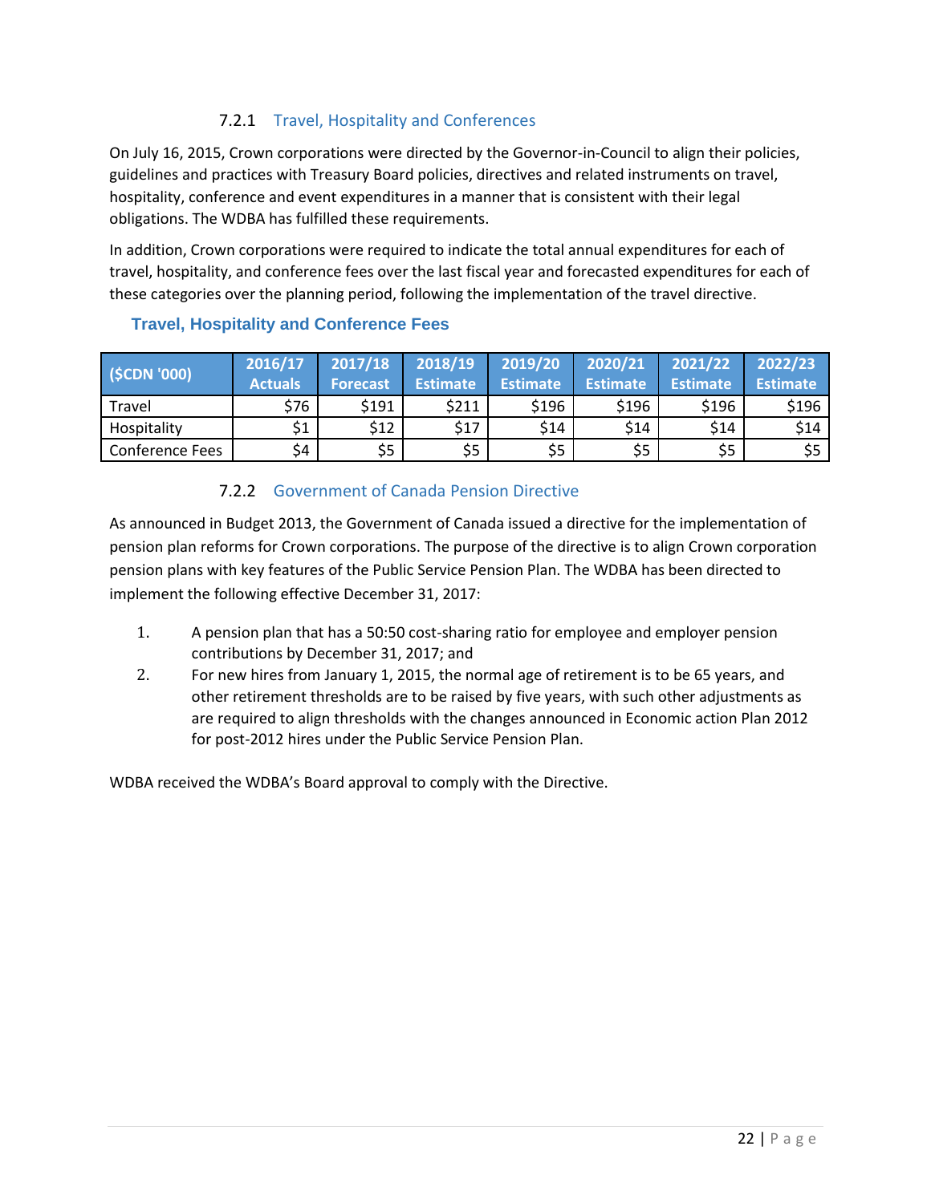#### 7.2.1 Travel, Hospitality and Conferences

On July 16, 2015, Crown corporations were directed by the Governor-in-Council to align their policies, guidelines and practices with Treasury Board policies, directives and related instruments on travel, hospitality, conference and event expenditures in a manner that is consistent with their legal obligations. The WDBA has fulfilled these requirements.

In addition, Crown corporations were required to indicate the total annual expenditures for each of travel, hospitality, and conference fees over the last fiscal year and forecasted expenditures for each of these categories over the planning period, following the implementation of the travel directive.

**Travel, Hospitality and Conference Fees**

| ($CDN '000) | 2016/17 Actuals | 2017/18 Forecast | 2018/19 Estimate | 2019/20 Estimate | 2020/21 Estimate | 2021/22 Estimate | 2022/23 Estimate |
|---|---|---|---|---|---|---|---|
| Travel | $76 | $191 | $211 | $196 | $196 | $196 | $196 |
| Hospitality | $1 | $12 | $17 | $14 | $14 | $14 | $14 |
| Conference Fees | $4 | $5 | $5 | $5 | $5 | $5 | $5 |

#### 7.2.2 Government of Canada Pension Directive

As announced in Budget 2013, the Government of Canada issued a directive for the implementation of pension plan reforms for Crown corporations. The purpose of the directive is to align Crown corporation pension plans with key features of the Public Service Pension Plan. The WDBA has been directed to implement the following effective December 31, 2017:

1. A pension plan that has a 50:50 cost-sharing ratio for employee and employer pension contributions by December 31, 2017; and
2. For new hires from January 1, 2015, the normal age of retirement is to be 65 years, and other retirement thresholds are to be raised by five years, with such other adjustments as are required to align thresholds with the changes announced in Economic action Plan 2012 for post-2012 hires under the Public Service Pension Plan.

WDBA received the WDBA's Board approval to comply with the Directive.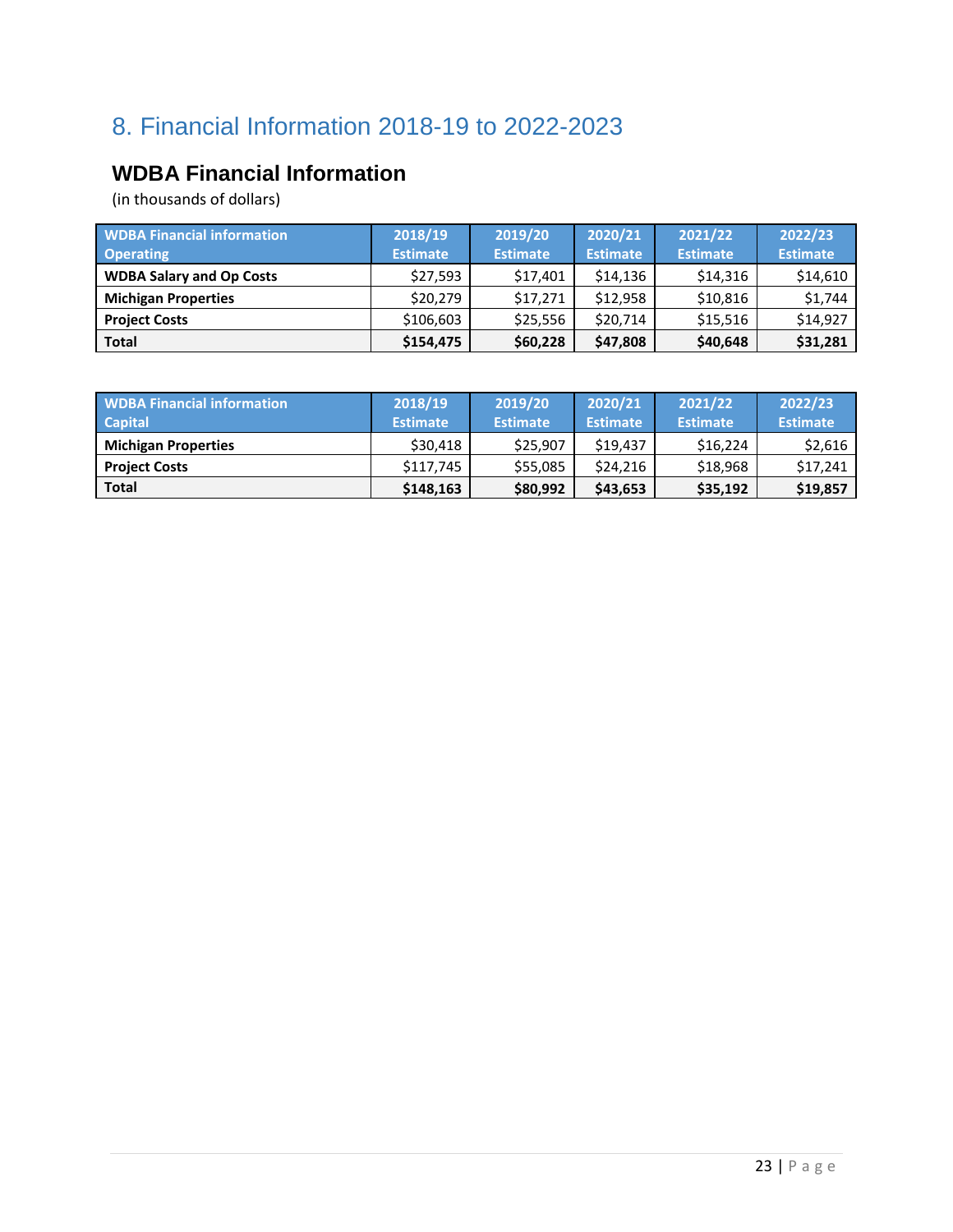# 8. Financial Information 2018-19 to 2022-2023

## WDBA Financial Information

(in thousands of dollars)

| WDBA Financial information Operating | 2018/19 Estimate | 2019/20 Estimate | 2020/21 Estimate | 2021/22 Estimate | 2022/23 Estimate |
|---|---|---|---|---|---|
| **WDBA Salary and Op Costs** | $27,593 | $17,401 | $14,136 | $14,316 | $14,610 |
| **Michigan Properties** | $20,279 | $17,271 | $12,958 | $10,816 | $1,744 |
| **Project Costs** | $106,603 | $25,556 | $20,714 | $15,516 | $14,927 |
| **Total** | **$154,475** | **$60,228** | **$47,808** | **$40,648** | **$31,281** |

| WDBA Financial information Capital | 2018/19 Estimate | 2019/20 Estimate | 2020/21 Estimate | 2021/22 Estimate | 2022/23 Estimate |
|---|---|---|---|---|---|
| **Michigan Properties** | $30,418 | $25,907 | $19,437 | $16,224 | $2,616 |
| **Project Costs** | $117,745 | $55,085 | $24,216 | $18,968 | $17,241 |
| **Total** | **$148,163** | **$80,992** | **$43,653** | **$35,192** | **$19,857** |